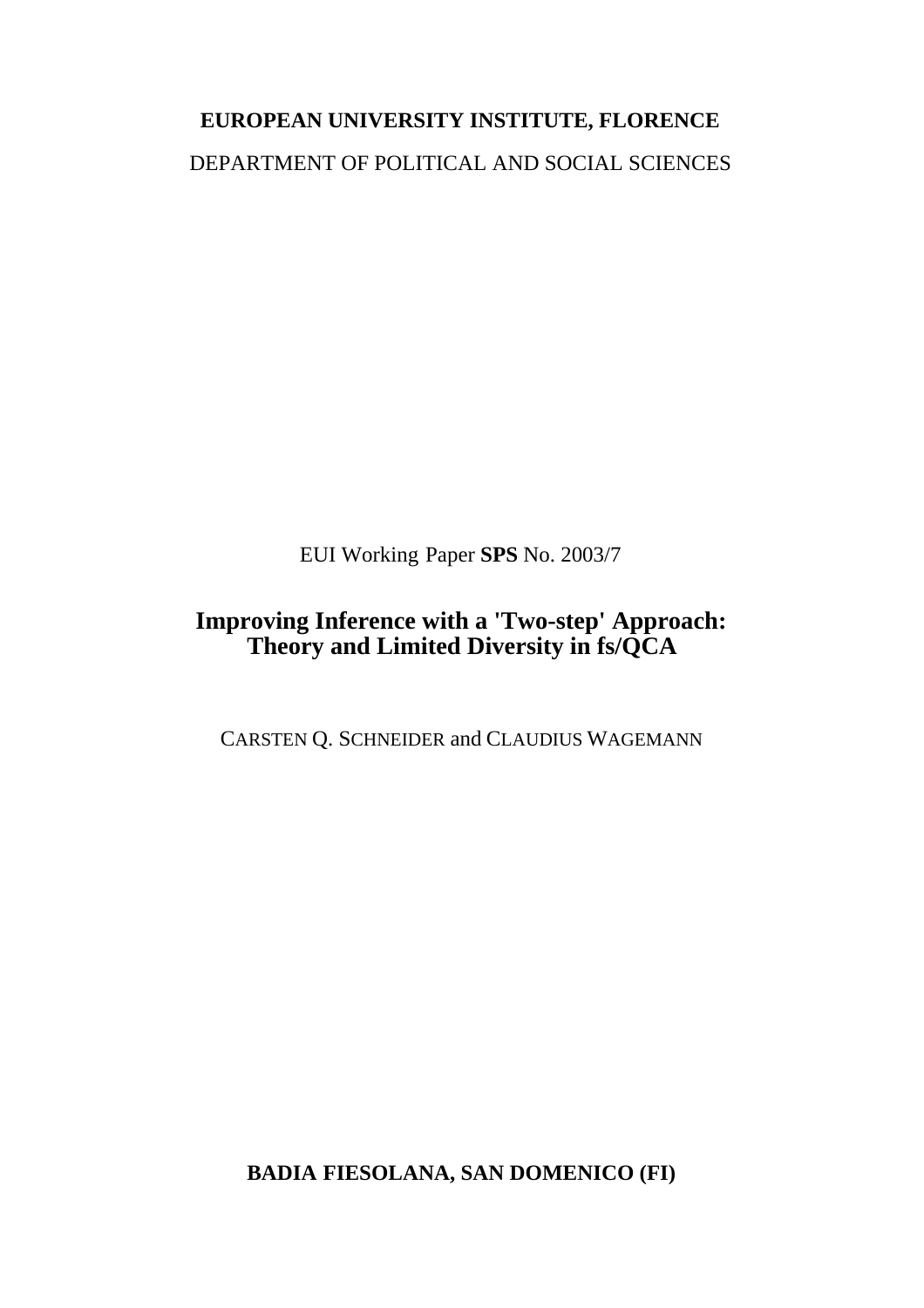**EUROPEAN UNIVERSITY INSTITUTE, FLORENCE**

DEPARTMENT OF POLITICAL AND SOCIAL SCIENCES

EUI Working Paper **SPS** No. 2003/7

# Improving Inference with a 'Two-step' Approach: Theory and Limited Diversity in fs/QCA

CARSTEN Q. SCHNEIDER and CLAUDIUS WAGEMANN

**BADIA FIESOLANA, SAN DOMENICO (FI)**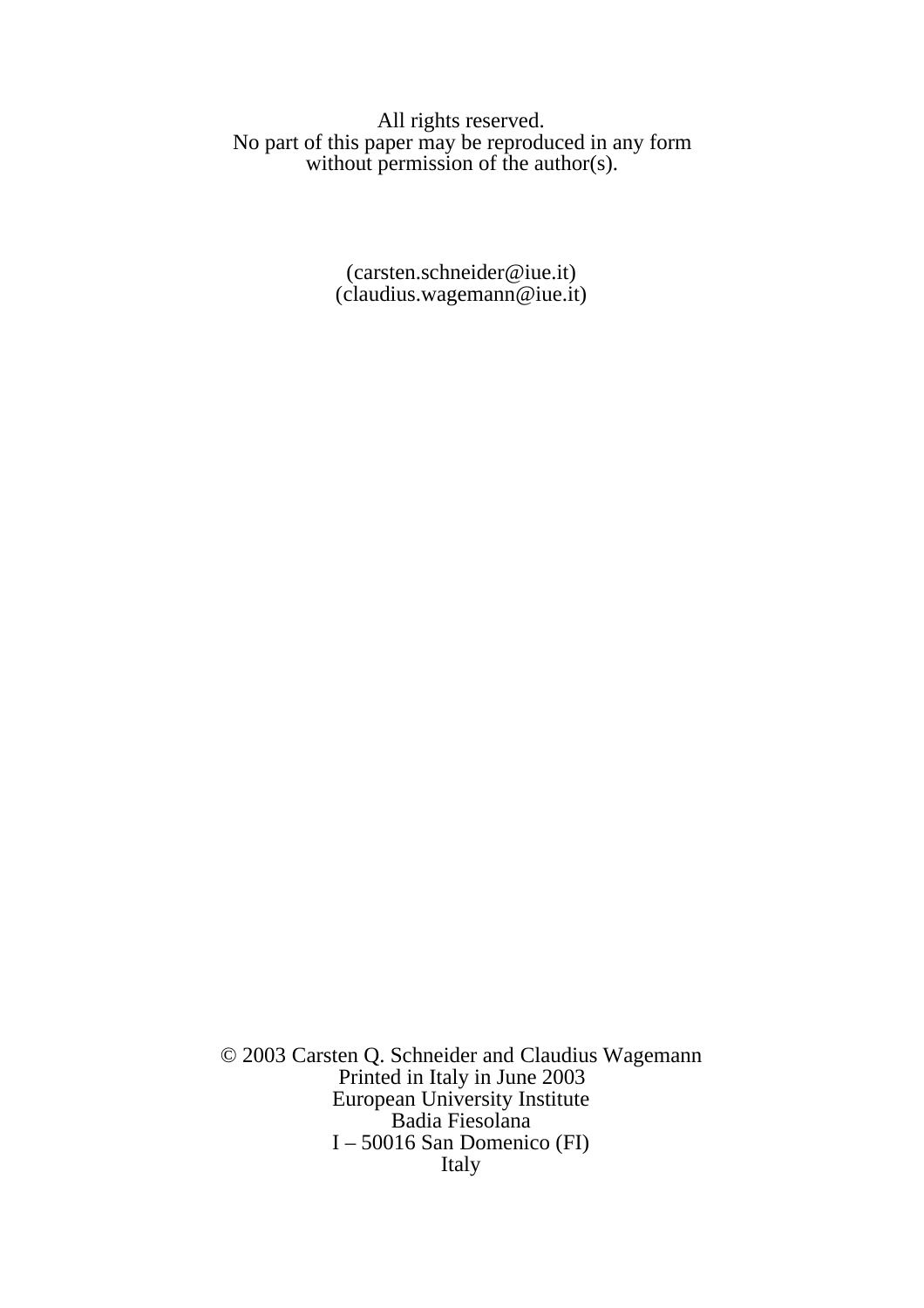All rights reserved.
No part of this paper may be reproduced in any form
without permission of the author(s).

(carsten.schneider@iue.it)
(claudius.wagemann@iue.it)

© 2003 Carsten Q. Schneider and Claudius Wagemann
Printed in Italy in June 2003
European University Institute
Badia Fiesolana
I – 50016 San Domenico (FI)
Italy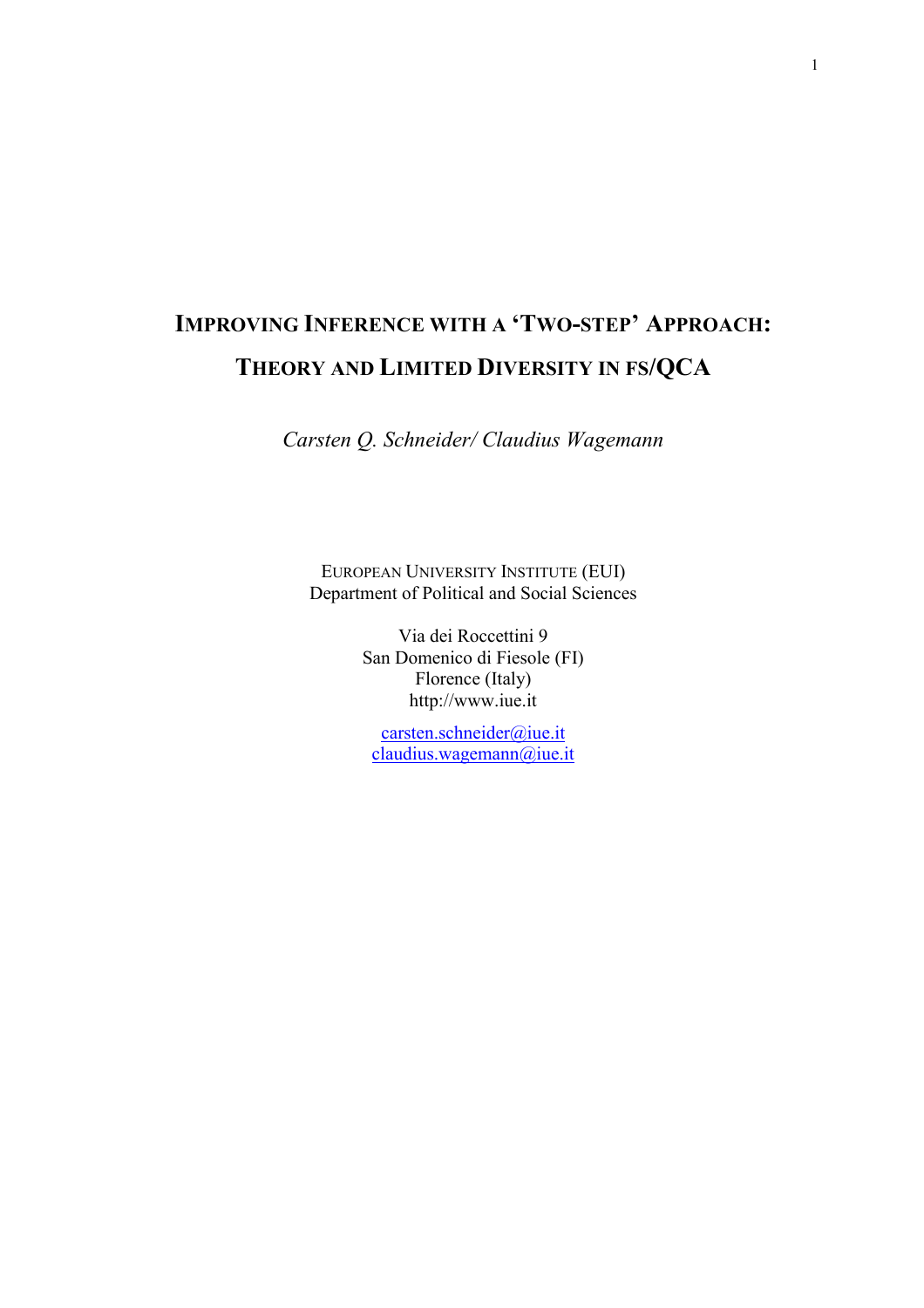# IMPROVING INFERENCE WITH A 'TWO-STEP' APPROACH: THEORY AND LIMITED DIVERSITY IN FS/QCA

*Carsten Q. Schneider/ Claudius Wagemann*

EUROPEAN UNIVERSITY INSTITUTE (EUI)
Department of Political and Social Sciences

Via dei Roccettini 9
San Domenico di Fiesole (FI)
Florence (Italy)
http://www.iue.it

carsten.schneider@iue.it
claudius.wagemann@iue.it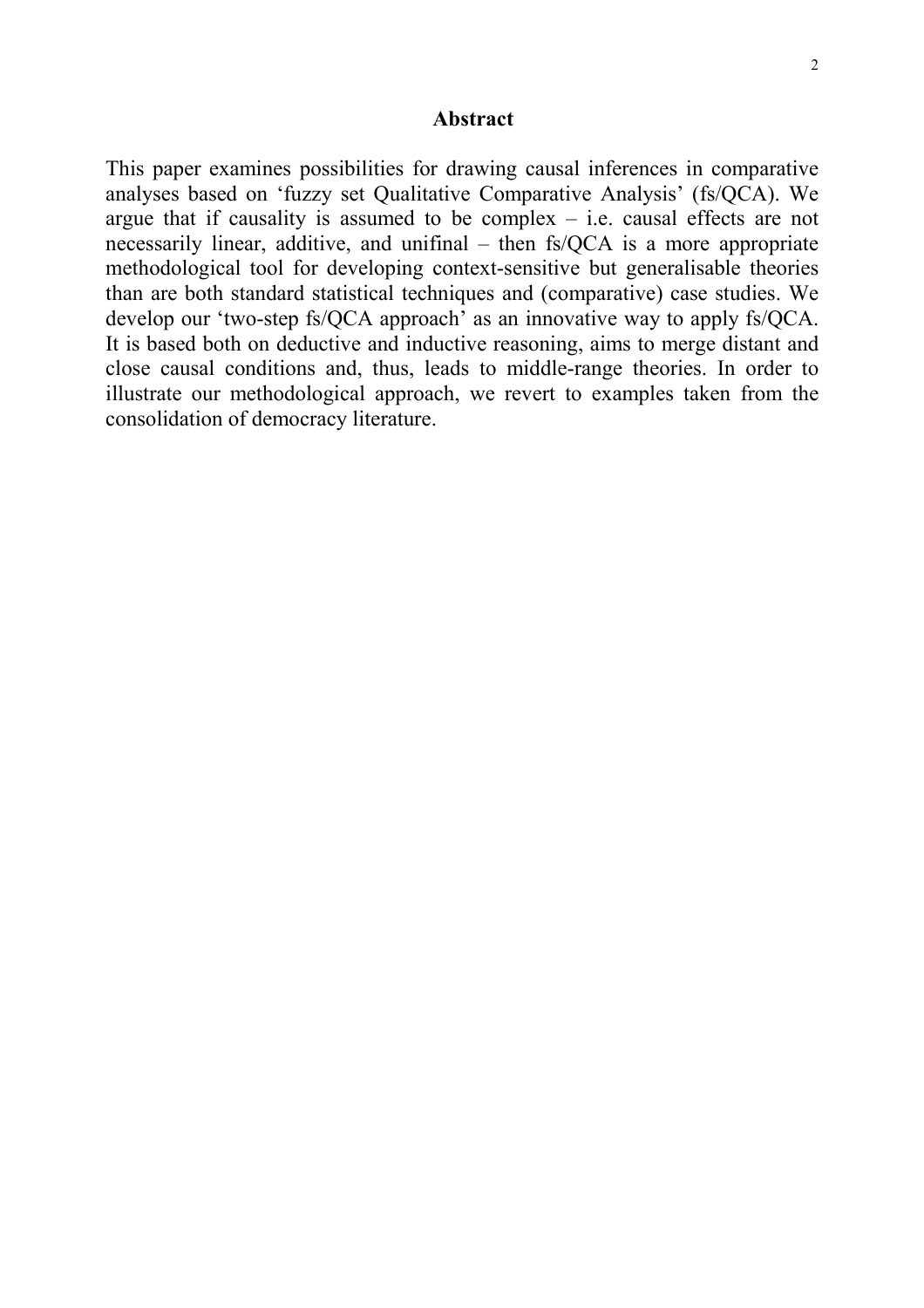## Abstract

This paper examines possibilities for drawing causal inferences in comparative analyses based on 'fuzzy set Qualitative Comparative Analysis' (fs/QCA). We argue that if causality is assumed to be complex – i.e. causal effects are not necessarily linear, additive, and unifinal – then fs/QCA is a more appropriate methodological tool for developing context-sensitive but generalisable theories than are both standard statistical techniques and (comparative) case studies. We develop our 'two-step fs/QCA approach' as an innovative way to apply fs/QCA. It is based both on deductive and inductive reasoning, aims to merge distant and close causal conditions and, thus, leads to middle-range theories. In order to illustrate our methodological approach, we revert to examples taken from the consolidation of democracy literature.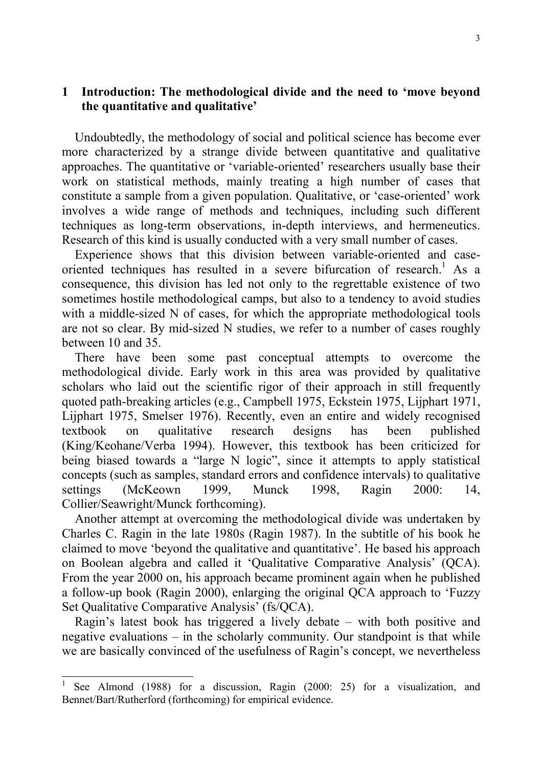## 1 Introduction: The methodological divide and the need to 'move beyond the quantitative and qualitative'

Undoubtedly, the methodology of social and political science has become ever more characterized by a strange divide between quantitative and qualitative approaches. The quantitative or 'variable-oriented' researchers usually base their work on statistical methods, mainly treating a high number of cases that constitute a sample from a given population. Qualitative, or 'case-oriented' work involves a wide range of methods and techniques, including such different techniques as long-term observations, in-depth interviews, and hermeneutics. Research of this kind is usually conducted with a very small number of cases.

Experience shows that this division between variable-oriented and case-oriented techniques has resulted in a severe bifurcation of research.[1] As a consequence, this division has led not only to the regrettable existence of two sometimes hostile methodological camps, but also to a tendency to avoid studies with a middle-sized N of cases, for which the appropriate methodological tools are not so clear. By mid-sized N studies, we refer to a number of cases roughly between 10 and 35.

There have been some past conceptual attempts to overcome the methodological divide. Early work in this area was provided by qualitative scholars who laid out the scientific rigor of their approach in still frequently quoted path-breaking articles (e.g., Campbell 1975, Eckstein 1975, Lijphart 1971, Lijphart 1975, Smelser 1976). Recently, even an entire and widely recognised textbook on qualitative research designs has been published (King/Keohane/Verba 1994). However, this textbook has been criticized for being biased towards a "large N logic", since it attempts to apply statistical concepts (such as samples, standard errors and confidence intervals) to qualitative settings (McKeown 1999, Munck 1998, Ragin 2000: 14, Collier/Seawright/Munck forthcoming).

Another attempt at overcoming the methodological divide was undertaken by Charles C. Ragin in the late 1980s (Ragin 1987). In the subtitle of his book he claimed to move 'beyond the qualitative and quantitative'. He based his approach on Boolean algebra and called it 'Qualitative Comparative Analysis' (QCA). From the year 2000 on, his approach became prominent again when he published a follow-up book (Ragin 2000), enlarging the original QCA approach to 'Fuzzy Set Qualitative Comparative Analysis' (fs/QCA).

Ragin's latest book has triggered a lively debate – with both positive and negative evaluations – in the scholarly community. Our standpoint is that while we are basically convinced of the usefulness of Ragin's concept, we nevertheless

[1] See Almond (1988) for a discussion, Ragin (2000: 25) for a visualization, and Bennet/Bart/Rutherford (forthcoming) for empirical evidence.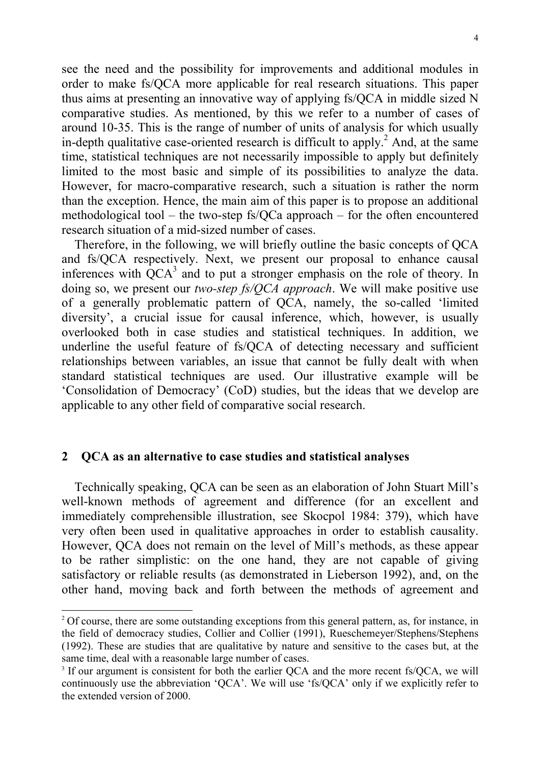see the need and the possibility for improvements and additional modules in order to make fs/QCA more applicable for real research situations. This paper thus aims at presenting an innovative way of applying fs/QCA in middle sized N comparative studies. As mentioned, by this we refer to a number of cases of around 10-35. This is the range of number of units of analysis for which usually in-depth qualitative case-oriented research is difficult to apply.[2] And, at the same time, statistical techniques are not necessarily impossible to apply but definitely limited to the most basic and simple of its possibilities to analyze the data. However, for macro-comparative research, such a situation is rather the norm than the exception. Hence, the main aim of this paper is to propose an additional methodological tool – the two-step fs/QCa approach – for the often encountered research situation of a mid-sized number of cases.

Therefore, in the following, we will briefly outline the basic concepts of QCA and fs/QCA respectively. Next, we present our proposal to enhance causal inferences with QCA[3] and to put a stronger emphasis on the role of theory. In doing so, we present our *two-step fs/QCA approach*. We will make positive use of a generally problematic pattern of QCA, namely, the so-called 'limited diversity', a crucial issue for causal inference, which, however, is usually overlooked both in case studies and statistical techniques. In addition, we underline the useful feature of fs/QCA of detecting necessary and sufficient relationships between variables, an issue that cannot be fully dealt with when standard statistical techniques are used. Our illustrative example will be 'Consolidation of Democracy' (CoD) studies, but the ideas that we develop are applicable to any other field of comparative social research.

## 2 QCA as an alternative to case studies and statistical analyses

Technically speaking, QCA can be seen as an elaboration of John Stuart Mill's well-known methods of agreement and difference (for an excellent and immediately comprehensible illustration, see Skocpol 1984: 379), which have very often been used in qualitative approaches in order to establish causality. However, QCA does not remain on the level of Mill's methods, as these appear to be rather simplistic: on the one hand, they are not capable of giving satisfactory or reliable results (as demonstrated in Lieberson 1992), and, on the other hand, moving back and forth between the methods of agreement and

---

[2] Of course, there are some outstanding exceptions from this general pattern, as, for instance, in the field of democracy studies, Collier and Collier (1991), Rueschemeyer/Stephens/Stephens (1992). These are studies that are qualitative by nature and sensitive to the cases but, at the same time, deal with a reasonable large number of cases.

[3] If our argument is consistent for both the earlier QCA and the more recent fs/QCA, we will continuously use the abbreviation 'QCA'. We will use 'fs/QCA' only if we explicitly refer to the extended version of 2000.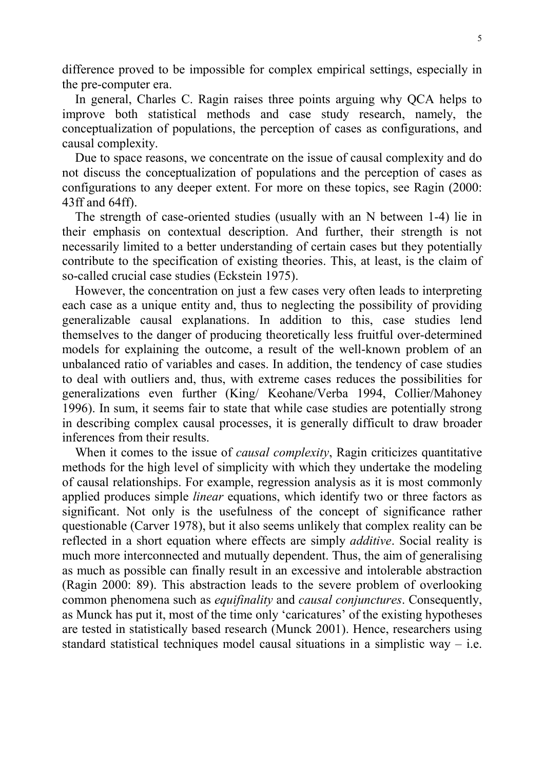difference proved to be impossible for complex empirical settings, especially in the pre-computer era.

In general, Charles C. Ragin raises three points arguing why QCA helps to improve both statistical methods and case study research, namely, the conceptualization of populations, the perception of cases as configurations, and causal complexity.

Due to space reasons, we concentrate on the issue of causal complexity and do not discuss the conceptualization of populations and the perception of cases as configurations to any deeper extent. For more on these topics, see Ragin (2000: 43ff and 64ff).

The strength of case-oriented studies (usually with an N between 1-4) lie in their emphasis on contextual description. And further, their strength is not necessarily limited to a better understanding of certain cases but they potentially contribute to the specification of existing theories. This, at least, is the claim of so-called crucial case studies (Eckstein 1975).

However, the concentration on just a few cases very often leads to interpreting each case as a unique entity and, thus to neglecting the possibility of providing generalizable causal explanations. In addition to this, case studies lend themselves to the danger of producing theoretically less fruitful over-determined models for explaining the outcome, a result of the well-known problem of an unbalanced ratio of variables and cases. In addition, the tendency of case studies to deal with outliers and, thus, with extreme cases reduces the possibilities for generalizations even further (King/ Keohane/Verba 1994, Collier/Mahoney 1996). In sum, it seems fair to state that while case studies are potentially strong in describing complex causal processes, it is generally difficult to draw broader inferences from their results.

When it comes to the issue of *causal complexity*, Ragin criticizes quantitative methods for the high level of simplicity with which they undertake the modeling of causal relationships. For example, regression analysis as it is most commonly applied produces simple *linear* equations, which identify two or three factors as significant. Not only is the usefulness of the concept of significance rather questionable (Carver 1978), but it also seems unlikely that complex reality can be reflected in a short equation where effects are simply *additive*. Social reality is much more interconnected and mutually dependent. Thus, the aim of generalising as much as possible can finally result in an excessive and intolerable abstraction (Ragin 2000: 89). This abstraction leads to the severe problem of overlooking common phenomena such as *equifinality* and *causal conjunctures*. Consequently, as Munck has put it, most of the time only 'caricatures' of the existing hypotheses are tested in statistically based research (Munck 2001). Hence, researchers using standard statistical techniques model causal situations in a simplistic way – i.e.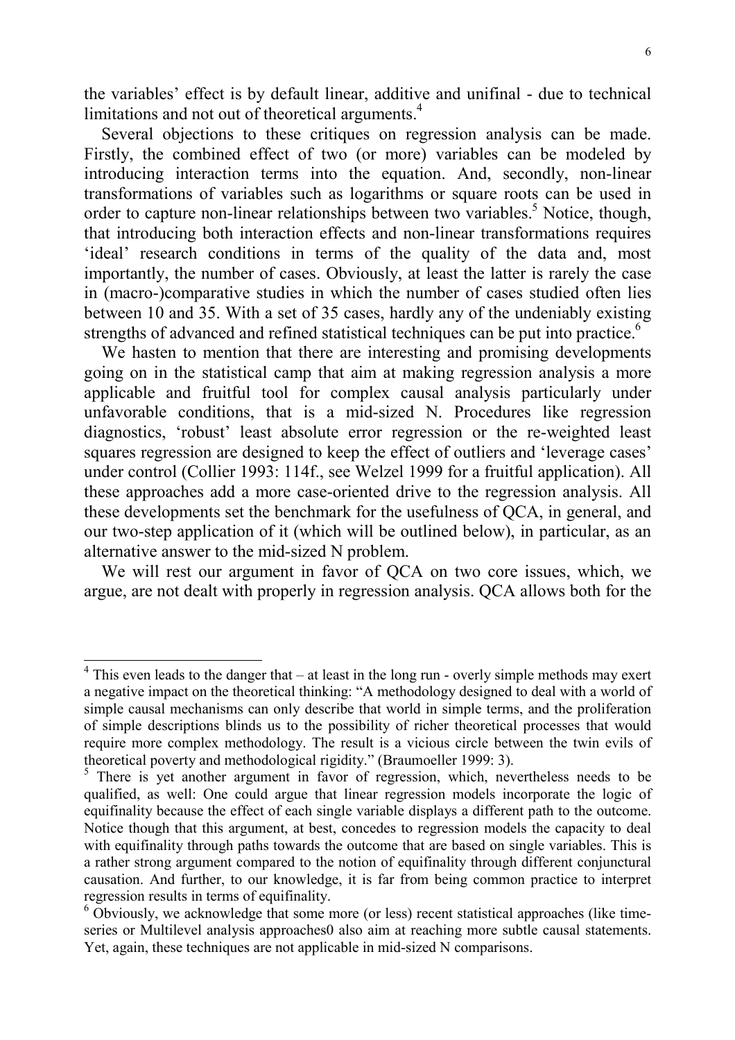the variables' effect is by default linear, additive and unifinal - due to technical limitations and not out of theoretical arguments.[4]

Several objections to these critiques on regression analysis can be made. Firstly, the combined effect of two (or more) variables can be modeled by introducing interaction terms into the equation. And, secondly, non-linear transformations of variables such as logarithms or square roots can be used in order to capture non-linear relationships between two variables.[5] Notice, though, that introducing both interaction effects and non-linear transformations requires 'ideal' research conditions in terms of the quality of the data and, most importantly, the number of cases. Obviously, at least the latter is rarely the case in (macro-)comparative studies in which the number of cases studied often lies between 10 and 35. With a set of 35 cases, hardly any of the undeniably existing strengths of advanced and refined statistical techniques can be put into practice.[6]

We hasten to mention that there are interesting and promising developments going on in the statistical camp that aim at making regression analysis a more applicable and fruitful tool for complex causal analysis particularly under unfavorable conditions, that is a mid-sized N. Procedures like regression diagnostics, 'robust' least absolute error regression or the re-weighted least squares regression are designed to keep the effect of outliers and 'leverage cases' under control (Collier 1993: 114f., see Welzel 1999 for a fruitful application). All these approaches add a more case-oriented drive to the regression analysis. All these developments set the benchmark for the usefulness of QCA, in general, and our two-step application of it (which will be outlined below), in particular, as an alternative answer to the mid-sized N problem.

We will rest our argument in favor of QCA on two core issues, which, we argue, are not dealt with properly in regression analysis. QCA allows both for the

---

[4] This even leads to the danger that – at least in the long run - overly simple methods may exert a negative impact on the theoretical thinking: "A methodology designed to deal with a world of simple causal mechanisms can only describe that world in simple terms, and the proliferation of simple descriptions blinds us to the possibility of richer theoretical processes that would require more complex methodology. The result is a vicious circle between the twin evils of theoretical poverty and methodological rigidity." (Braumoeller 1999: 3).

[5] There is yet another argument in favor of regression, which, nevertheless needs to be qualified, as well: One could argue that linear regression models incorporate the logic of equifinality because the effect of each single variable displays a different path to the outcome. Notice though that this argument, at best, concedes to regression models the capacity to deal with equifinality through paths towards the outcome that are based on single variables. This is a rather strong argument compared to the notion of equifinality through different conjunctural causation. And further, to our knowledge, it is far from being common practice to interpret regression results in terms of equifinality.

[6] Obviously, we acknowledge that some more (or less) recent statistical approaches (like time-series or Multilevel analysis approaches0 also aim at reaching more subtle causal statements. Yet, again, these techniques are not applicable in mid-sized N comparisons.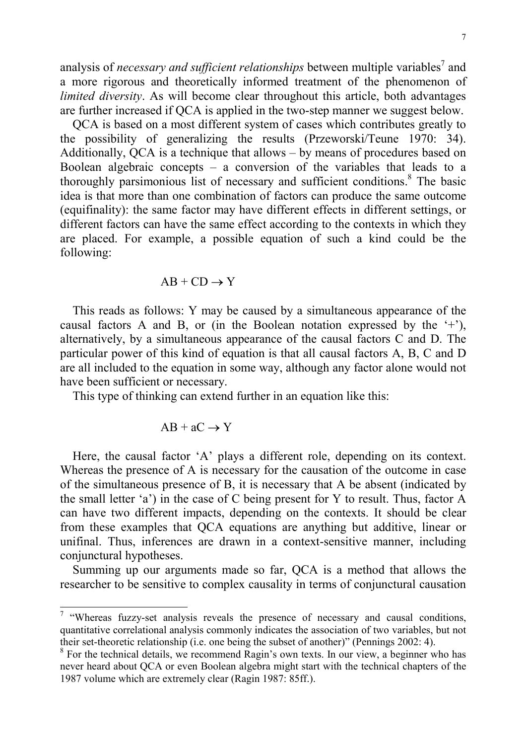analysis of *necessary and sufficient relationships* between multiple variables[7] and a more rigorous and theoretically informed treatment of the phenomenon of *limited diversity*. As will become clear throughout this article, both advantages are further increased if QCA is applied in the two-step manner we suggest below.

QCA is based on a most different system of cases which contributes greatly to the possibility of generalizing the results (Przeworski/Teune 1970: 34). Additionally, QCA is a technique that allows – by means of procedures based on Boolean algebraic concepts – a conversion of the variables that leads to a thoroughly parsimonious list of necessary and sufficient conditions.[8] The basic idea is that more than one combination of factors can produce the same outcome (equifinality): the same factor may have different effects in different settings, or different factors can have the same effect according to the contexts in which they are placed. For example, a possible equation of such a kind could be the following:

$$AB + CD \rightarrow Y$$

This reads as follows: Y may be caused by a simultaneous appearance of the causal factors A and B, or (in the Boolean notation expressed by the '+'), alternatively, by a simultaneous appearance of the causal factors C and D. The particular power of this kind of equation is that all causal factors A, B, C and D are all included to the equation in some way, although any factor alone would not have been sufficient or necessary.

This type of thinking can extend further in an equation like this:

$$AB + aC \rightarrow Y$$

Here, the causal factor 'A' plays a different role, depending on its context. Whereas the presence of A is necessary for the causation of the outcome in case of the simultaneous presence of B, it is necessary that A be absent (indicated by the small letter 'a') in the case of C being present for Y to result. Thus, factor A can have two different impacts, depending on the contexts. It should be clear from these examples that QCA equations are anything but additive, linear or unifinal. Thus, inferences are drawn in a context-sensitive manner, including conjunctural hypotheses.

Summing up our arguments made so far, QCA is a method that allows the researcher to be sensitive to complex causality in terms of conjunctural causation

---

[7] "Whereas fuzzy-set analysis reveals the presence of necessary and causal conditions, quantitative correlational analysis commonly indicates the association of two variables, but not their set-theoretic relationship (i.e. one being the subset of another)" (Pennings 2002: 4).

[8] For the technical details, we recommend Ragin's own texts. In our view, a beginner who has never heard about QCA or even Boolean algebra might start with the technical chapters of the 1987 volume which are extremely clear (Ragin 1987: 85ff.).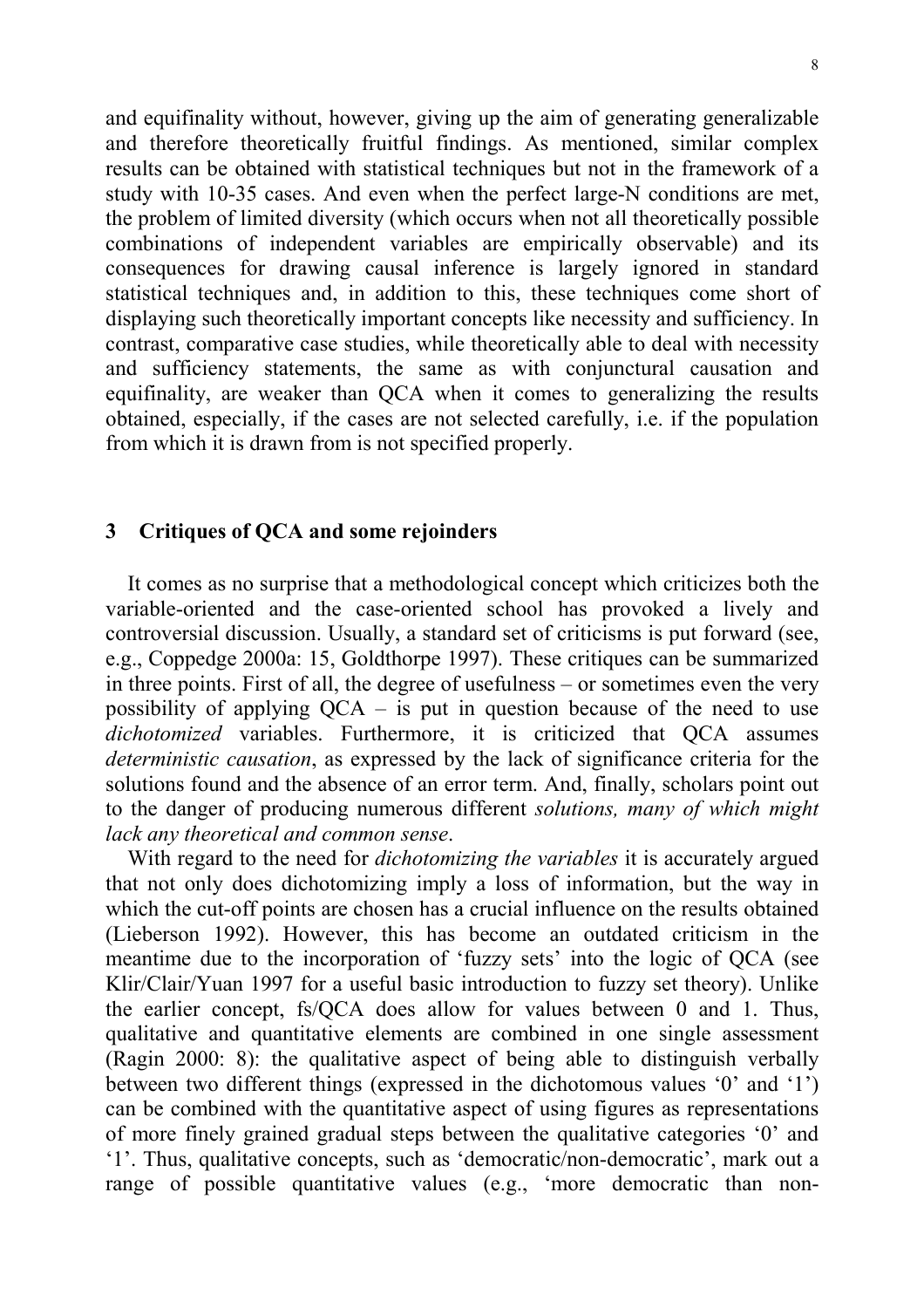and equifinality without, however, giving up the aim of generating generalizable and therefore theoretically fruitful findings. As mentioned, similar complex results can be obtained with statistical techniques but not in the framework of a study with 10-35 cases. And even when the perfect large-N conditions are met, the problem of limited diversity (which occurs when not all theoretically possible combinations of independent variables are empirically observable) and its consequences for drawing causal inference is largely ignored in standard statistical techniques and, in addition to this, these techniques come short of displaying such theoretically important concepts like necessity and sufficiency. In contrast, comparative case studies, while theoretically able to deal with necessity and sufficiency statements, the same as with conjunctural causation and equifinality, are weaker than QCA when it comes to generalizing the results obtained, especially, if the cases are not selected carefully, i.e. if the population from which it is drawn from is not specified properly.

## 3 Critiques of QCA and some rejoinders

It comes as no surprise that a methodological concept which criticizes both the variable-oriented and the case-oriented school has provoked a lively and controversial discussion. Usually, a standard set of criticisms is put forward (see, e.g., Coppedge 2000a: 15, Goldthorpe 1997). These critiques can be summarized in three points. First of all, the degree of usefulness – or sometimes even the very possibility of applying QCA – is put in question because of the need to use *dichotomized* variables. Furthermore, it is criticized that QCA assumes *deterministic causation*, as expressed by the lack of significance criteria for the solutions found and the absence of an error term. And, finally, scholars point out to the danger of producing numerous different *solutions, many of which might lack any theoretical and common sense*.

With regard to the need for *dichotomizing the variables* it is accurately argued that not only does dichotomizing imply a loss of information, but the way in which the cut-off points are chosen has a crucial influence on the results obtained (Lieberson 1992). However, this has become an outdated criticism in the meantime due to the incorporation of 'fuzzy sets' into the logic of QCA (see Klir/Clair/Yuan 1997 for a useful basic introduction to fuzzy set theory). Unlike the earlier concept, fs/QCA does allow for values between 0 and 1. Thus, qualitative and quantitative elements are combined in one single assessment (Ragin 2000: 8): the qualitative aspect of being able to distinguish verbally between two different things (expressed in the dichotomous values '0' and '1') can be combined with the quantitative aspect of using figures as representations of more finely grained gradual steps between the qualitative categories '0' and '1'. Thus, qualitative concepts, such as 'democratic/non-democratic', mark out a range of possible quantitative values (e.g., 'more democratic than non-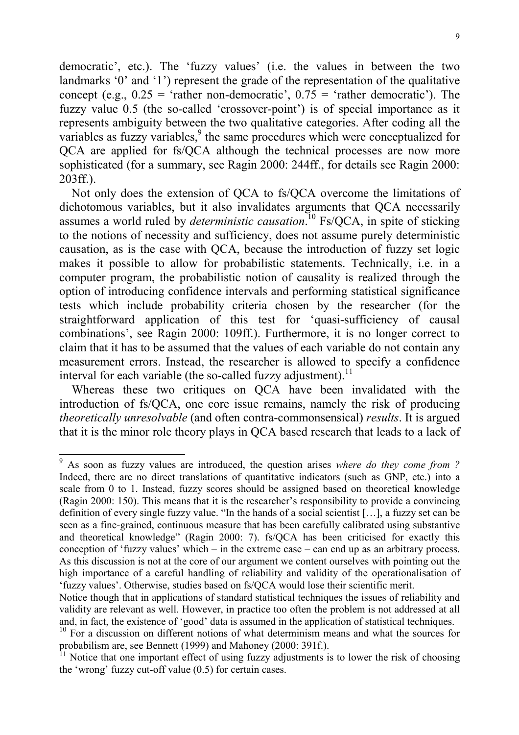democratic', etc.). The 'fuzzy values' (i.e. the values in between the two landmarks '0' and '1') represent the grade of the representation of the qualitative concept (e.g., 0.25 = 'rather non-democratic', 0.75 = 'rather democratic'). The fuzzy value 0.5 (the so-called 'crossover-point') is of special importance as it represents ambiguity between the two qualitative categories. After coding all the variables as fuzzy variables,[9] the same procedures which were conceptualized for QCA are applied for fs/QCA although the technical processes are now more sophisticated (for a summary, see Ragin 2000: 244ff., for details see Ragin 2000: 203ff.).

Not only does the extension of QCA to fs/QCA overcome the limitations of dichotomous variables, but it also invalidates arguments that QCA necessarily assumes a world ruled by *deterministic causation*.[10] Fs/QCA, in spite of sticking to the notions of necessity and sufficiency, does not assume purely deterministic causation, as is the case with QCA, because the introduction of fuzzy set logic makes it possible to allow for probabilistic statements. Technically, i.e. in a computer program, the probabilistic notion of causality is realized through the option of introducing confidence intervals and performing statistical significance tests which include probability criteria chosen by the researcher (for the straightforward application of this test for 'quasi-sufficiency of causal combinations', see Ragin 2000: 109ff.). Furthermore, it is no longer correct to claim that it has to be assumed that the values of each variable do not contain any measurement errors. Instead, the researcher is allowed to specify a confidence interval for each variable (the so-called fuzzy adjustment).[11]

Whereas these two critiques on QCA have been invalidated with the introduction of fs/QCA, one core issue remains, namely the risk of producing *theoretically unresolvable* (and often contra-commonsensical) *results*. It is argued that it is the minor role theory plays in QCA based research that leads to a lack of

---

[9] As soon as fuzzy values are introduced, the question arises *where do they come from ?* Indeed, there are no direct translations of quantitative indicators (such as GNP, etc.) into a scale from 0 to 1. Instead, fuzzy scores should be assigned based on theoretical knowledge (Ragin 2000: 150). This means that it is the researcher's responsibility to provide a convincing definition of every single fuzzy value. "In the hands of a social scientist […], a fuzzy set can be seen as a fine-grained, continuous measure that has been carefully calibrated using substantive and theoretical knowledge" (Ragin 2000: 7). fs/QCA has been criticised for exactly this conception of 'fuzzy values' which – in the extreme case – can end up as an arbitrary process. As this discussion is not at the core of our argument we content ourselves with pointing out the high importance of a careful handling of reliability and validity of the operationalisation of 'fuzzy values'. Otherwise, studies based on fs/QCA would lose their scientific merit.
Notice though that in applications of standard statistical techniques the issues of reliability and validity are relevant as well. However, in practice too often the problem is not addressed at all and, in fact, the existence of 'good' data is assumed in the application of statistical techniques.

[10] For a discussion on different notions of what determinism means and what the sources for probabilism are, see Bennett (1999) and Mahoney (2000: 391f.).

[11] Notice that one important effect of using fuzzy adjustments is to lower the risk of choosing the 'wrong' fuzzy cut-off value (0.5) for certain cases.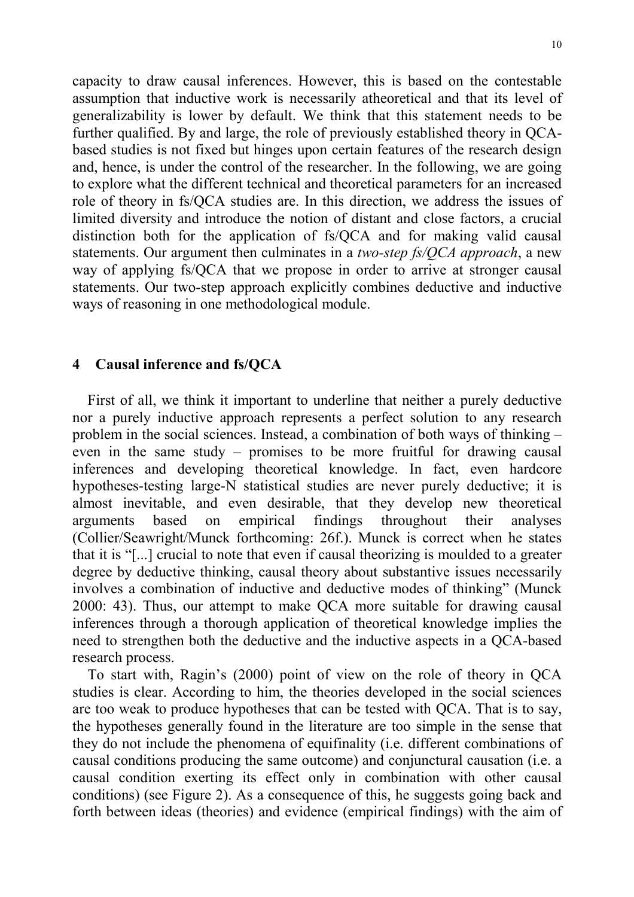capacity to draw causal inferences. However, this is based on the contestable assumption that inductive work is necessarily atheoretical and that its level of generalizability is lower by default. We think that this statement needs to be further qualified. By and large, the role of previously established theory in QCA-based studies is not fixed but hinges upon certain features of the research design and, hence, is under the control of the researcher. In the following, we are going to explore what the different technical and theoretical parameters for an increased role of theory in fs/QCA studies are. In this direction, we address the issues of limited diversity and introduce the notion of distant and close factors, a crucial distinction both for the application of fs/QCA and for making valid causal statements. Our argument then culminates in a *two-step fs/QCA approach*, a new way of applying fs/QCA that we propose in order to arrive at stronger causal statements. Our two-step approach explicitly combines deductive and inductive ways of reasoning in one methodological module.

## 4 Causal inference and fs/QCA

First of all, we think it important to underline that neither a purely deductive nor a purely inductive approach represents a perfect solution to any research problem in the social sciences. Instead, a combination of both ways of thinking – even in the same study – promises to be more fruitful for drawing causal inferences and developing theoretical knowledge. In fact, even hardcore hypotheses-testing large-N statistical studies are never purely deductive; it is almost inevitable, and even desirable, that they develop new theoretical arguments based on empirical findings throughout their analyses (Collier/Seawright/Munck forthcoming: 26f.). Munck is correct when he states that it is "[...] crucial to note that even if causal theorizing is moulded to a greater degree by deductive thinking, causal theory about substantive issues necessarily involves a combination of inductive and deductive modes of thinking" (Munck 2000: 43). Thus, our attempt to make QCA more suitable for drawing causal inferences through a thorough application of theoretical knowledge implies the need to strengthen both the deductive and the inductive aspects in a QCA-based research process.

To start with, Ragin's (2000) point of view on the role of theory in QCA studies is clear. According to him, the theories developed in the social sciences are too weak to produce hypotheses that can be tested with QCA. That is to say, the hypotheses generally found in the literature are too simple in the sense that they do not include the phenomena of equifinality (i.e. different combinations of causal conditions producing the same outcome) and conjunctural causation (i.e. a causal condition exerting its effect only in combination with other causal conditions) (see Figure 2). As a consequence of this, he suggests going back and forth between ideas (theories) and evidence (empirical findings) with the aim of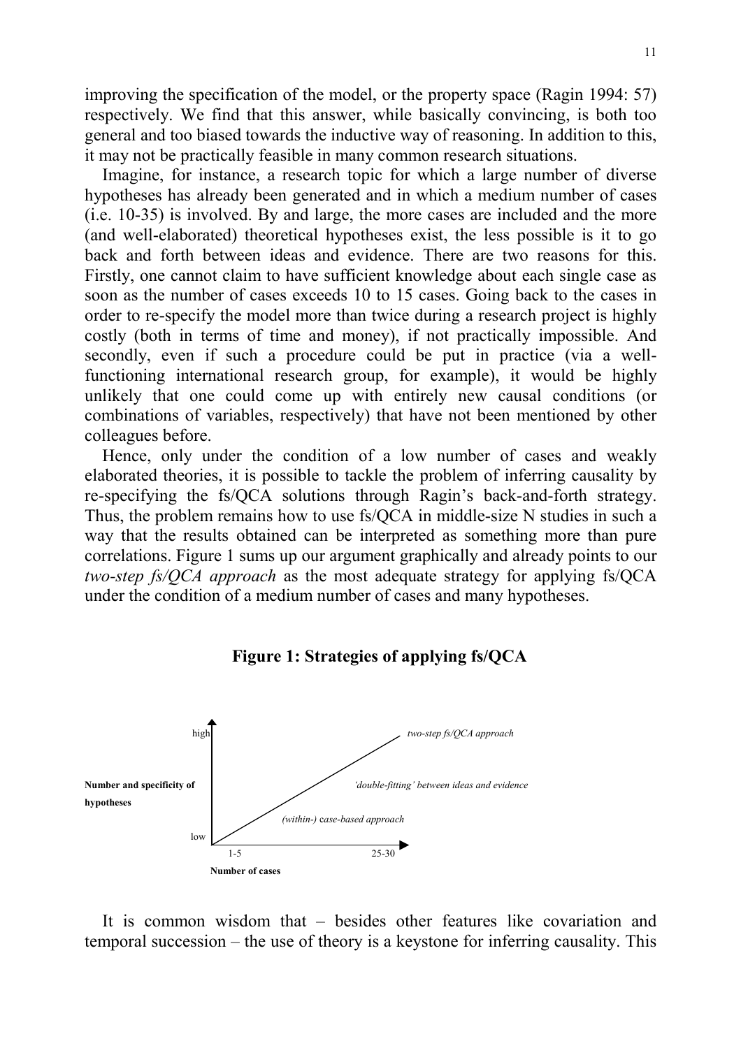improving the specification of the model, or the property space (Ragin 1994: 57) respectively. We find that this answer, while basically convincing, is both too general and too biased towards the inductive way of reasoning. In addition to this, it may not be practically feasible in many common research situations.

Imagine, for instance, a research topic for which a large number of diverse hypotheses has already been generated and in which a medium number of cases (i.e. 10-35) is involved. By and large, the more cases are included and the more (and well-elaborated) theoretical hypotheses exist, the less possible is it to go back and forth between ideas and evidence. There are two reasons for this. Firstly, one cannot claim to have sufficient knowledge about each single case as soon as the number of cases exceeds 10 to 15 cases. Going back to the cases in order to re-specify the model more than twice during a research project is highly costly (both in terms of time and money), if not practically impossible. And secondly, even if such a procedure could be put in practice (via a well-functioning international research group, for example), it would be highly unlikely that one could come up with entirely new causal conditions (or combinations of variables, respectively) that have not been mentioned by other colleagues before.

Hence, only under the condition of a low number of cases and weakly elaborated theories, it is possible to tackle the problem of inferring causality by re-specifying the fs/QCA solutions through Ragin's back-and-forth strategy. Thus, the problem remains how to use fs/QCA in middle-size N studies in such a way that the results obtained can be interpreted as something more than pure correlations. Figure 1 sums up our argument graphically and already points to our *two-step fs/QCA approach* as the most adequate strategy for applying fs/QCA under the condition of a medium number of cases and many hypotheses.

**Figure 1: Strategies of applying fs/QCA**

**Number and specificity of hypotheses** (low – high)

*two-step fs/QCA approach*

*'double-fitting' between ideas and evidence*

*(within-) case-based approach*

**Number of cases** (1-5 – 25-30)

It is common wisdom that – besides other features like covariation and temporal succession – the use of theory is a keystone for inferring causality. This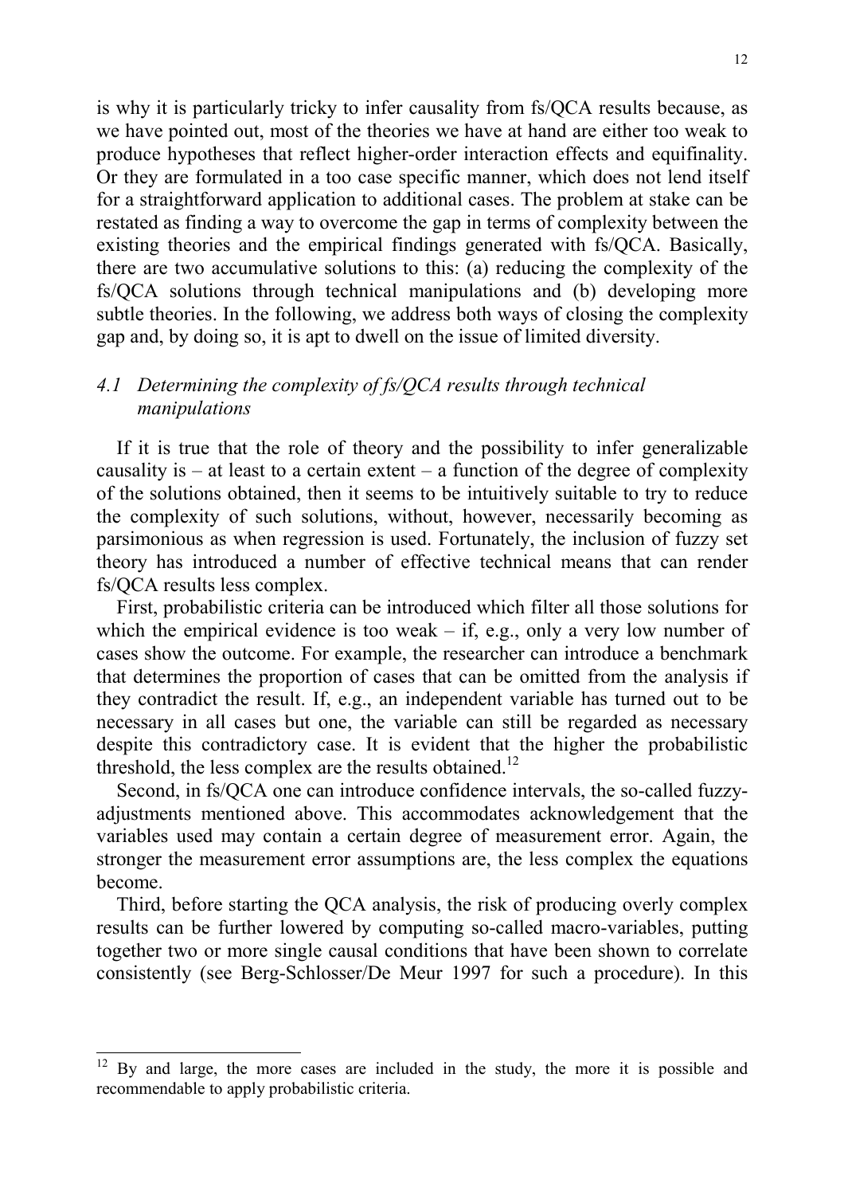is why it is particularly tricky to infer causality from fs/QCA results because, as we have pointed out, most of the theories we have at hand are either too weak to produce hypotheses that reflect higher-order interaction effects and equifinality. Or they are formulated in a too case specific manner, which does not lend itself for a straightforward application to additional cases. The problem at stake can be restated as finding a way to overcome the gap in terms of complexity between the existing theories and the empirical findings generated with fs/QCA. Basically, there are two accumulative solutions to this: (a) reducing the complexity of the fs/QCA solutions through technical manipulations and (b) developing more subtle theories. In the following, we address both ways of closing the complexity gap and, by doing so, it is apt to dwell on the issue of limited diversity.

### *4.1 Determining the complexity of fs/QCA results through technical manipulations*

If it is true that the role of theory and the possibility to infer generalizable causality is – at least to a certain extent – a function of the degree of complexity of the solutions obtained, then it seems to be intuitively suitable to try to reduce the complexity of such solutions, without, however, necessarily becoming as parsimonious as when regression is used. Fortunately, the inclusion of fuzzy set theory has introduced a number of effective technical means that can render fs/QCA results less complex.

First, probabilistic criteria can be introduced which filter all those solutions for which the empirical evidence is too weak – if, e.g., only a very low number of cases show the outcome. For example, the researcher can introduce a benchmark that determines the proportion of cases that can be omitted from the analysis if they contradict the result. If, e.g., an independent variable has turned out to be necessary in all cases but one, the variable can still be regarded as necessary despite this contradictory case. It is evident that the higher the probabilistic threshold, the less complex are the results obtained.[12]

Second, in fs/QCA one can introduce confidence intervals, the so-called fuzzy-adjustments mentioned above. This accommodates acknowledgement that the variables used may contain a certain degree of measurement error. Again, the stronger the measurement error assumptions are, the less complex the equations become.

Third, before starting the QCA analysis, the risk of producing overly complex results can be further lowered by computing so-called macro-variables, putting together two or more single causal conditions that have been shown to correlate consistently (see Berg-Schlosser/De Meur 1997 for such a procedure). In this

---

[12] By and large, the more cases are included in the study, the more it is possible and recommendable to apply probabilistic criteria.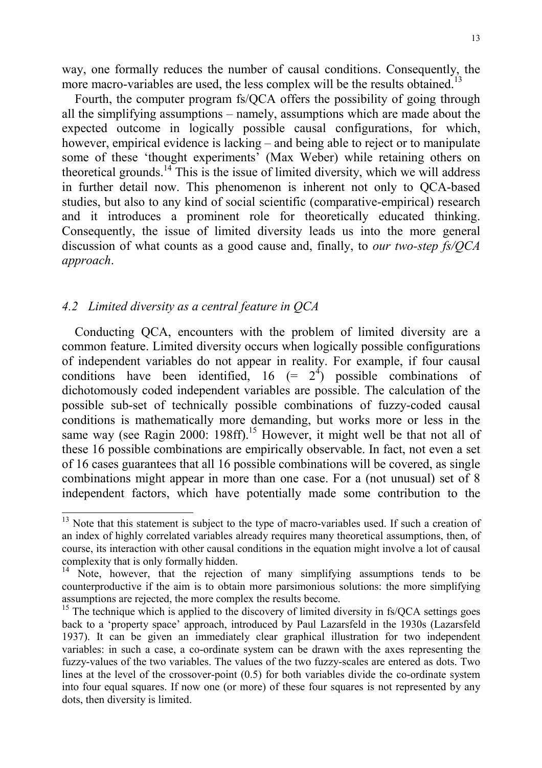way, one formally reduces the number of causal conditions. Consequently, the more macro-variables are used, the less complex will be the results obtained.[13]

Fourth, the computer program fs/QCA offers the possibility of going through all the simplifying assumptions – namely, assumptions which are made about the expected outcome in logically possible causal configurations, for which, however, empirical evidence is lacking – and being able to reject or to manipulate some of these 'thought experiments' (Max Weber) while retaining others on theoretical grounds.[14] This is the issue of limited diversity, which we will address in further detail now. This phenomenon is inherent not only to QCA-based studies, but also to any kind of social scientific (comparative-empirical) research and it introduces a prominent role for theoretically educated thinking. Consequently, the issue of limited diversity leads us into the more general discussion of what counts as a good cause and, finally, to *our two-step fs/QCA approach*.

### *4.2 Limited diversity as a central feature in QCA*

Conducting QCA, encounters with the problem of limited diversity are a common feature. Limited diversity occurs when logically possible configurations of independent variables do not appear in reality. For example, if four causal conditions have been identified, 16 ($= 2^4$) possible combinations of dichotomously coded independent variables are possible. The calculation of the possible sub-set of technically possible combinations of fuzzy-coded causal conditions is mathematically more demanding, but works more or less in the same way (see Ragin 2000: 198ff).[15] However, it might well be that not all of these 16 possible combinations are empirically observable. In fact, not even a set of 16 cases guarantees that all 16 possible combinations will be covered, as single combinations might appear in more than one case. For a (not unusual) set of 8 independent factors, which have potentially made some contribution to the

---

[13] Note that this statement is subject to the type of macro-variables used. If such a creation of an index of highly correlated variables already requires many theoretical assumptions, then, of course, its interaction with other causal conditions in the equation might involve a lot of causal complexity that is only formally hidden.

[14] Note, however, that the rejection of many simplifying assumptions tends to be counterproductive if the aim is to obtain more parsimonious solutions: the more simplifying assumptions are rejected, the more complex the results become.

[15] The technique which is applied to the discovery of limited diversity in fs/QCA settings goes back to a 'property space' approach, introduced by Paul Lazarsfeld in the 1930s (Lazarsfeld 1937). It can be given an immediately clear graphical illustration for two independent variables: in such a case, a co-ordinate system can be drawn with the axes representing the fuzzy-values of the two variables. The values of the two fuzzy-scales are entered as dots. Two lines at the level of the crossover-point (0.5) for both variables divide the co-ordinate system into four equal squares. If now one (or more) of these four squares is not represented by any dots, then diversity is limited.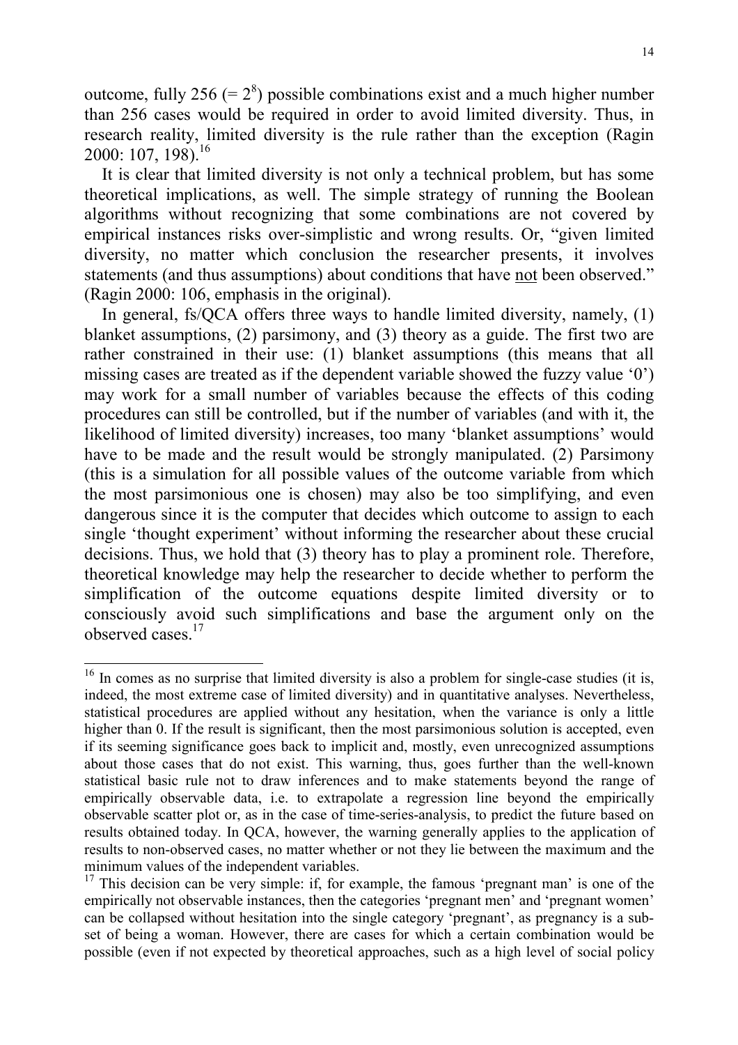outcome, fully 256 (= $2^8$) possible combinations exist and a much higher number than 256 cases would be required in order to avoid limited diversity. Thus, in research reality, limited diversity is the rule rather than the exception (Ragin 2000: 107, 198).[16]

It is clear that limited diversity is not only a technical problem, but has some theoretical implications, as well. The simple strategy of running the Boolean algorithms without recognizing that some combinations are not covered by empirical instances risks over-simplistic and wrong results. Or, "given limited diversity, no matter which conclusion the researcher presents, it involves statements (and thus assumptions) about conditions that have <u>not</u> been observed." (Ragin 2000: 106, emphasis in the original).

In general, fs/QCA offers three ways to handle limited diversity, namely, (1) blanket assumptions, (2) parsimony, and (3) theory as a guide. The first two are rather constrained in their use: (1) blanket assumptions (this means that all missing cases are treated as if the dependent variable showed the fuzzy value '0') may work for a small number of variables because the effects of this coding procedures can still be controlled, but if the number of variables (and with it, the likelihood of limited diversity) increases, too many 'blanket assumptions' would have to be made and the result would be strongly manipulated. (2) Parsimony (this is a simulation for all possible values of the outcome variable from which the most parsimonious one is chosen) may also be too simplifying, and even dangerous since it is the computer that decides which outcome to assign to each single 'thought experiment' without informing the researcher about these crucial decisions. Thus, we hold that (3) theory has to play a prominent role. Therefore, theoretical knowledge may help the researcher to decide whether to perform the simplification of the outcome equations despite limited diversity or to consciously avoid such simplifications and base the argument only on the observed cases.[17]

---

[16] In comes as no surprise that limited diversity is also a problem for single-case studies (it is, indeed, the most extreme case of limited diversity) and in quantitative analyses. Nevertheless, statistical procedures are applied without any hesitation, when the variance is only a little higher than 0. If the result is significant, then the most parsimonious solution is accepted, even if its seeming significance goes back to implicit and, mostly, even unrecognized assumptions about those cases that do not exist. This warning, thus, goes further than the well-known statistical basic rule not to draw inferences and to make statements beyond the range of empirically observable data, i.e. to extrapolate a regression line beyond the empirically observable scatter plot or, as in the case of time-series-analysis, to predict the future based on results obtained today. In QCA, however, the warning generally applies to the application of results to non-observed cases, no matter whether or not they lie between the maximum and the minimum values of the independent variables.

[17] This decision can be very simple: if, for example, the famous 'pregnant man' is one of the empirically not observable instances, then the categories 'pregnant men' and 'pregnant women' can be collapsed without hesitation into the single category 'pregnant', as pregnancy is a sub-set of being a woman. However, there are cases for which a certain combination would be possible (even if not expected by theoretical approaches, such as a high level of social policy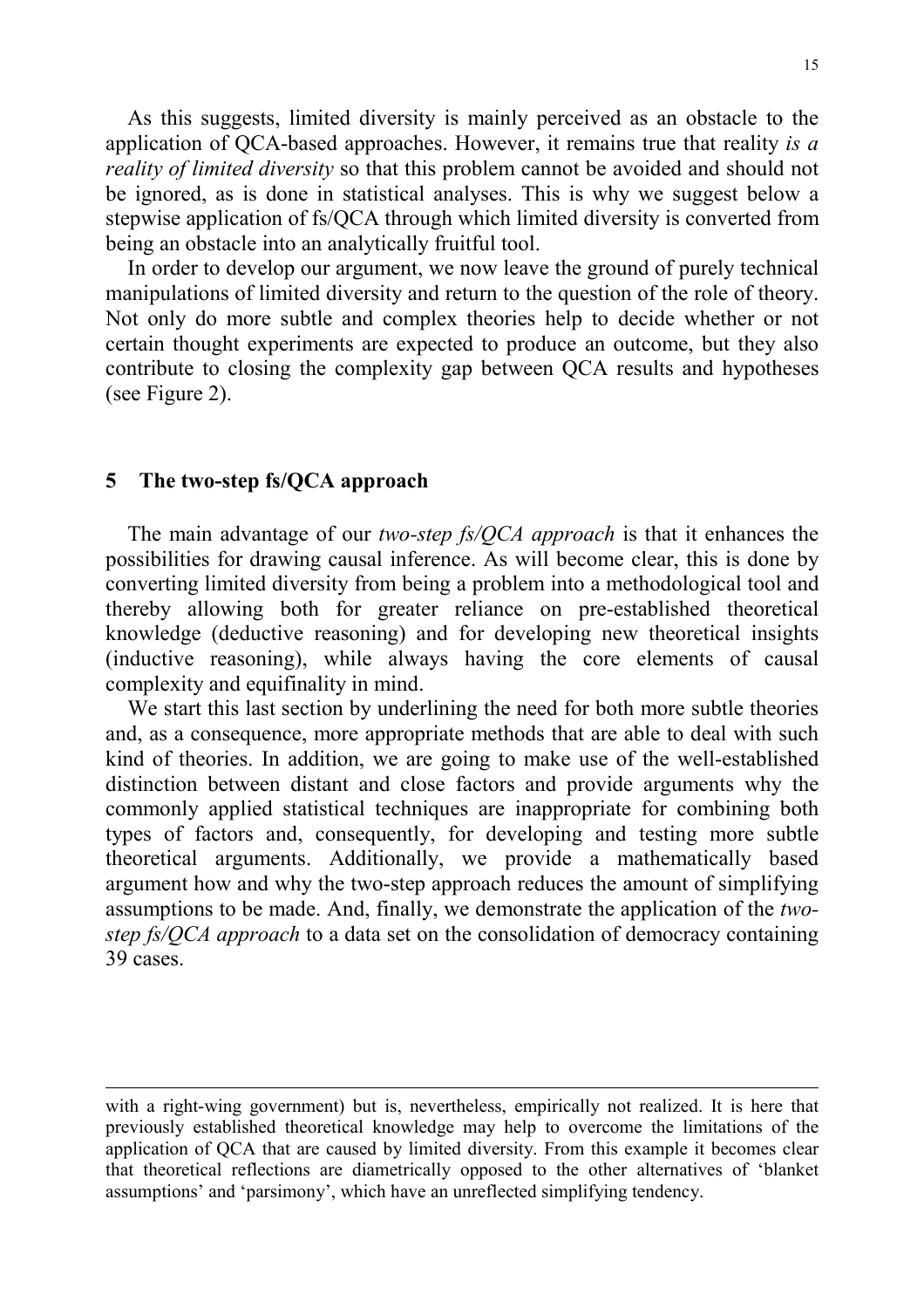As this suggests, limited diversity is mainly perceived as an obstacle to the application of QCA-based approaches. However, it remains true that reality *is a reality of limited diversity* so that this problem cannot be avoided and should not be ignored, as is done in statistical analyses. This is why we suggest below a stepwise application of fs/QCA through which limited diversity is converted from being an obstacle into an analytically fruitful tool.

In order to develop our argument, we now leave the ground of purely technical manipulations of limited diversity and return to the question of the role of theory. Not only do more subtle and complex theories help to decide whether or not certain thought experiments are expected to produce an outcome, but they also contribute to closing the complexity gap between QCA results and hypotheses (see Figure 2).

## 5 The two-step fs/QCA approach

The main advantage of our *two-step fs/QCA approach* is that it enhances the possibilities for drawing causal inference. As will become clear, this is done by converting limited diversity from being a problem into a methodological tool and thereby allowing both for greater reliance on pre-established theoretical knowledge (deductive reasoning) and for developing new theoretical insights (inductive reasoning), while always having the core elements of causal complexity and equifinality in mind.

We start this last section by underlining the need for both more subtle theories and, as a consequence, more appropriate methods that are able to deal with such kind of theories. In addition, we are going to make use of the well-established distinction between distant and close factors and provide arguments why the commonly applied statistical techniques are inappropriate for combining both types of factors and, consequently, for developing and testing more subtle theoretical arguments. Additionally, we provide a mathematically based argument how and why the two-step approach reduces the amount of simplifying assumptions to be made. And, finally, we demonstrate the application of the *two-step fs/QCA approach* to a data set on the consolidation of democracy containing 39 cases.

---

with a right-wing government) but is, nevertheless, empirically not realized. It is here that previously established theoretical knowledge may help to overcome the limitations of the application of QCA that are caused by limited diversity. From this example it becomes clear that theoretical reflections are diametrically opposed to the other alternatives of 'blanket assumptions' and 'parsimony', which have an unreflected simplifying tendency.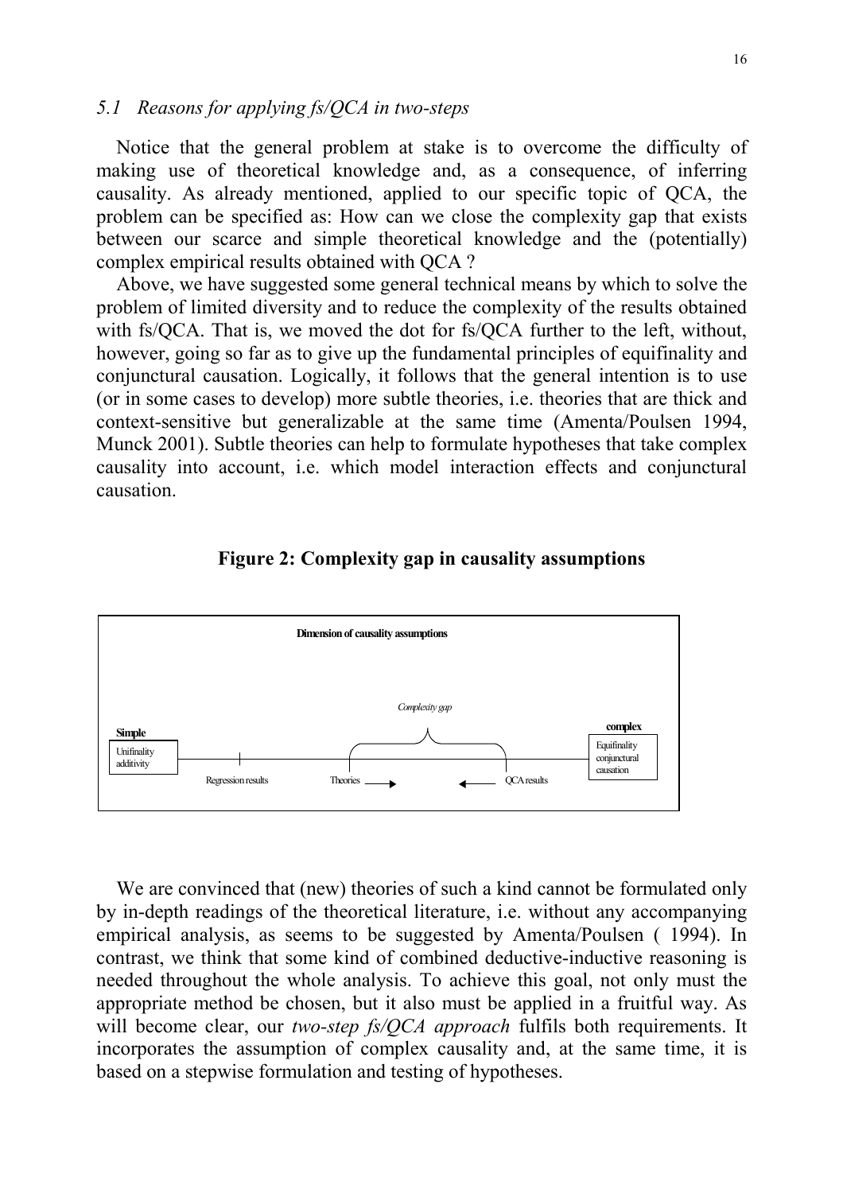### 5.1 Reasons for applying fs/QCA in two-steps

Notice that the general problem at stake is to overcome the difficulty of making use of theoretical knowledge and, as a consequence, of inferring causality. As already mentioned, applied to our specific topic of QCA, the problem can be specified as: How can we close the complexity gap that exists between our scarce and simple theoretical knowledge and the (potentially) complex empirical results obtained with QCA ?

Above, we have suggested some general technical means by which to solve the problem of limited diversity and to reduce the complexity of the results obtained with fs/QCA. That is, we moved the dot for fs/QCA further to the left, without, however, going so far as to give up the fundamental principles of equifinality and conjunctural causation. Logically, it follows that the general intention is to use (or in some cases to develop) more subtle theories, i.e. theories that are thick and context-sensitive but generalizable at the same time (Amenta/Poulsen 1994, Munck 2001). Subtle theories can help to formulate hypotheses that take complex causality into account, i.e. which model interaction effects and conjunctural causation.

**Figure 2: Complexity gap in causality assumptions**

Dimension of causality assumptions

Complexity gap

Simple: Unifinality additivity — Regression results — Theories → ← QCA results — complex: Equifinality conjunctural causation

We are convinced that (new) theories of such a kind cannot be formulated only by in-depth readings of the theoretical literature, i.e. without any accompanying empirical analysis, as seems to be suggested by Amenta/Poulsen ( 1994). In contrast, we think that some kind of combined deductive-inductive reasoning is needed throughout the whole analysis. To achieve this goal, not only must the appropriate method be chosen, but it also must be applied in a fruitful way. As will become clear, our *two-step fs/QCA approach* fulfils both requirements. It incorporates the assumption of complex causality and, at the same time, it is based on a stepwise formulation and testing of hypotheses.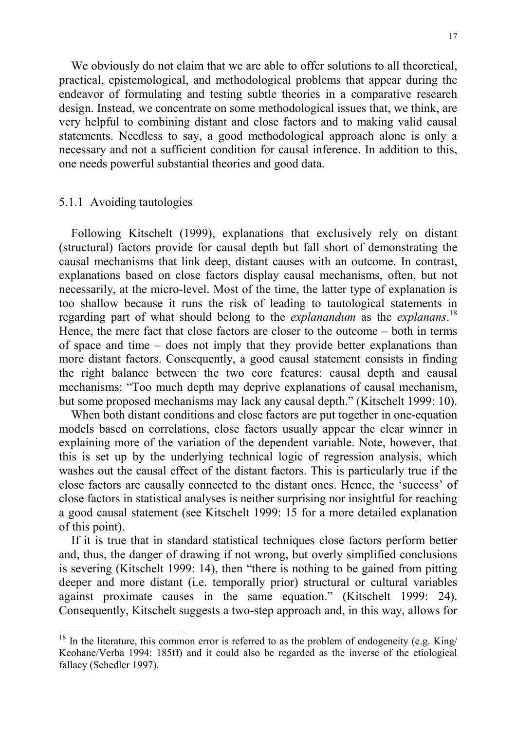We obviously do not claim that we are able to offer solutions to all theoretical, practical, epistemological, and methodological problems that appear during the endeavor of formulating and testing subtle theories in a comparative research design. Instead, we concentrate on some methodological issues that, we think, are very helpful to combining distant and close factors and to making valid causal statements. Needless to say, a good methodological approach alone is only a necessary and not a sufficient condition for causal inference. In addition to this, one needs powerful substantial theories and good data.

### 5.1.1 Avoiding tautologies

Following Kitschelt (1999), explanations that exclusively rely on distant (structural) factors provide for causal depth but fall short of demonstrating the causal mechanisms that link deep, distant causes with an outcome. In contrast, explanations based on close factors display causal mechanisms, often, but not necessarily, at the micro-level. Most of the time, the latter type of explanation is too shallow because it runs the risk of leading to tautological statements in regarding part of what should belong to the *explanandum* as the *explanans*.[18] Hence, the mere fact that close factors are closer to the outcome – both in terms of space and time – does not imply that they provide better explanations than more distant factors. Consequently, a good causal statement consists in finding the right balance between the two core features: causal depth and causal mechanisms: "Too much depth may deprive explanations of causal mechanism, but some proposed mechanisms may lack any causal depth." (Kitschelt 1999: 10).

When both distant conditions and close factors are put together in one-equation models based on correlations, close factors usually appear the clear winner in explaining more of the variation of the dependent variable. Note, however, that this is set up by the underlying technical logic of regression analysis, which washes out the causal effect of the distant factors. This is particularly true if the close factors are causally connected to the distant ones. Hence, the 'success' of close factors in statistical analyses is neither surprising nor insightful for reaching a good causal statement (see Kitschelt 1999: 15 for a more detailed explanation of this point).

If it is true that in standard statistical techniques close factors perform better and, thus, the danger of drawing if not wrong, but overly simplified conclusions is severing (Kitschelt 1999: 14), then "there is nothing to be gained from pitting deeper and more distant (i.e. temporally prior) structural or cultural variables against proximate causes in the same equation." (Kitschelt 1999: 24). Consequently, Kitschelt suggests a two-step approach and, in this way, allows for

---

[18] In the literature, this common error is referred to as the problem of endogeneity (e.g. King/ Keohane/Verba 1994: 185ff) and it could also be regarded as the inverse of the etiological fallacy (Schedler 1997).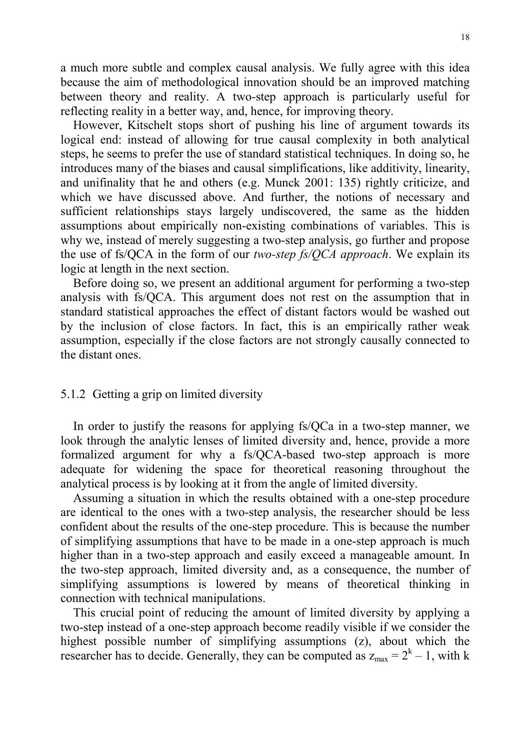a much more subtle and complex causal analysis. We fully agree with this idea because the aim of methodological innovation should be an improved matching between theory and reality. A two-step approach is particularly useful for reflecting reality in a better way, and, hence, for improving theory.

However, Kitschelt stops short of pushing his line of argument towards its logical end: instead of allowing for true causal complexity in both analytical steps, he seems to prefer the use of standard statistical techniques. In doing so, he introduces many of the biases and causal simplifications, like additivity, linearity, and unifinality that he and others (e.g. Munck 2001: 135) rightly criticize, and which we have discussed above. And further, the notions of necessary and sufficient relationships stays largely undiscovered, the same as the hidden assumptions about empirically non-existing combinations of variables. This is why we, instead of merely suggesting a two-step analysis, go further and propose the use of fs/QCA in the form of our *two-step fs/QCA approach*. We explain its logic at length in the next section.

Before doing so, we present an additional argument for performing a two-step analysis with fs/QCA. This argument does not rest on the assumption that in standard statistical approaches the effect of distant factors would be washed out by the inclusion of close factors. In fact, this is an empirically rather weak assumption, especially if the close factors are not strongly causally connected to the distant ones.

### 5.1.2 Getting a grip on limited diversity

In order to justify the reasons for applying fs/QCa in a two-step manner, we look through the analytic lenses of limited diversity and, hence, provide a more formalized argument for why a fs/QCA-based two-step approach is more adequate for widening the space for theoretical reasoning throughout the analytical process is by looking at it from the angle of limited diversity.

Assuming a situation in which the results obtained with a one-step procedure are identical to the ones with a two-step analysis, the researcher should be less confident about the results of the one-step procedure. This is because the number of simplifying assumptions that have to be made in a one-step approach is much higher than in a two-step approach and easily exceed a manageable amount. In the two-step approach, limited diversity and, as a consequence, the number of simplifying assumptions is lowered by means of theoretical thinking in connection with technical manipulations.

This crucial point of reducing the amount of limited diversity by applying a two-step instead of a one-step approach become readily visible if we consider the highest possible number of simplifying assumptions (z), about which the researcher has to decide. Generally, they can be computed as $z_{max} = 2^k - 1$, with k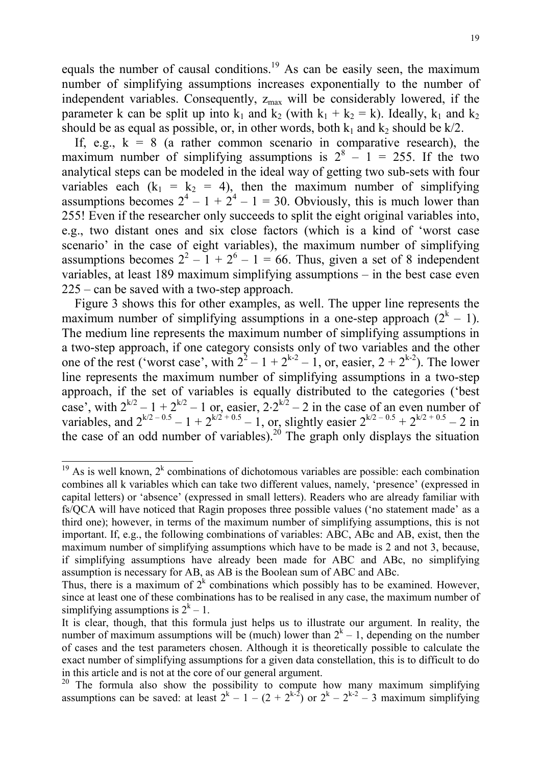equals the number of causal conditions.[19] As can be easily seen, the maximum number of simplifying assumptions increases exponentially to the number of independent variables. Consequently, $z_{max}$ will be considerably lowered, if the parameter k can be split up into $k_1$ and $k_2$ (with $k_1 + k_2 = k$). Ideally, $k_1$ and $k_2$ should be as equal as possible, or, in other words, both $k_1$ and $k_2$ should be $k/2$.

If, e.g., $k = 8$ (a rather common scenario in comparative research), the maximum number of simplifying assumptions is $2^8 - 1 = 255$. If the two analytical steps can be modeled in the ideal way of getting two sub-sets with four variables each ($k_1 = k_2 = 4$), then the maximum number of simplifying assumptions becomes $2^4 - 1 + 2^4 - 1 = 30$. Obviously, this is much lower than 255! Even if the researcher only succeeds to split the eight original variables into, e.g., two distant ones and six close factors (which is a kind of 'worst case scenario' in the case of eight variables), the maximum number of simplifying assumptions becomes $2^2 - 1 + 2^6 - 1 = 66$. Thus, given a set of 8 independent variables, at least 189 maximum simplifying assumptions – in the best case even 225 – can be saved with a two-step approach.

Figure 3 shows this for other examples, as well. The upper line represents the maximum number of simplifying assumptions in a one-step approach ($2^k - 1$). The medium line represents the maximum number of simplifying assumptions in a two-step approach, if one category consists only of two variables and the other one of the rest ('worst case', with $2^2 - 1 + 2^{k-2} - 1$, or, easier, $2 + 2^{k-2}$). The lower line represents the maximum number of simplifying assumptions in a two-step approach, if the set of variables is equally distributed to the categories ('best case', with $2^{k/2} - 1 + 2^{k/2} - 1$ or, easier, $2 \cdot 2^{k/2} - 2$ in the case of an even number of variables, and $2^{k/2 - 0.5} - 1 + 2^{k/2 + 0.5} - 1$, or, slightly easier $2^{k/2 - 0.5} + 2^{k/2 + 0.5} - 2$ in the case of an odd number of variables).[20] The graph only displays the situation

---

[19] As is well known, $2^k$ combinations of dichotomous variables are possible: each combination combines all k variables which can take two different values, namely, 'presence' (expressed in capital letters) or 'absence' (expressed in small letters). Readers who are already familiar with fs/QCA will have noticed that Ragin proposes three possible values ('no statement made' as a third one); however, in terms of the maximum number of simplifying assumptions, this is not important. If, e.g., the following combinations of variables: ABC, ABc and AB, exist, then the maximum number of simplifying assumptions which have to be made is 2 and not 3, because, if simplifying assumptions have already been made for ABC and ABc, no simplifying assumption is necessary for AB, as AB is the Boolean sum of ABC and ABc.

Thus, there is a maximum of $2^k$ combinations which possibly has to be examined. However, since at least one of these combinations has to be realised in any case, the maximum number of simplifying assumptions is $2^k - 1$.

It is clear, though, that this formula just helps us to illustrate our argument. In reality, the number of maximum assumptions will be (much) lower than $2^k - 1$, depending on the number of cases and the test parameters chosen. Although it is theoretically possible to calculate the exact number of simplifying assumptions for a given data constellation, this is to difficult to do in this article and is not at the core of our general argument.

[20] The formula also show the possibility to compute how many maximum simplifying assumptions can be saved: at least $2^k - 1 - (2 + 2^{k-2})$ or $2^k - 2^{k-2} - 3$ maximum simplifying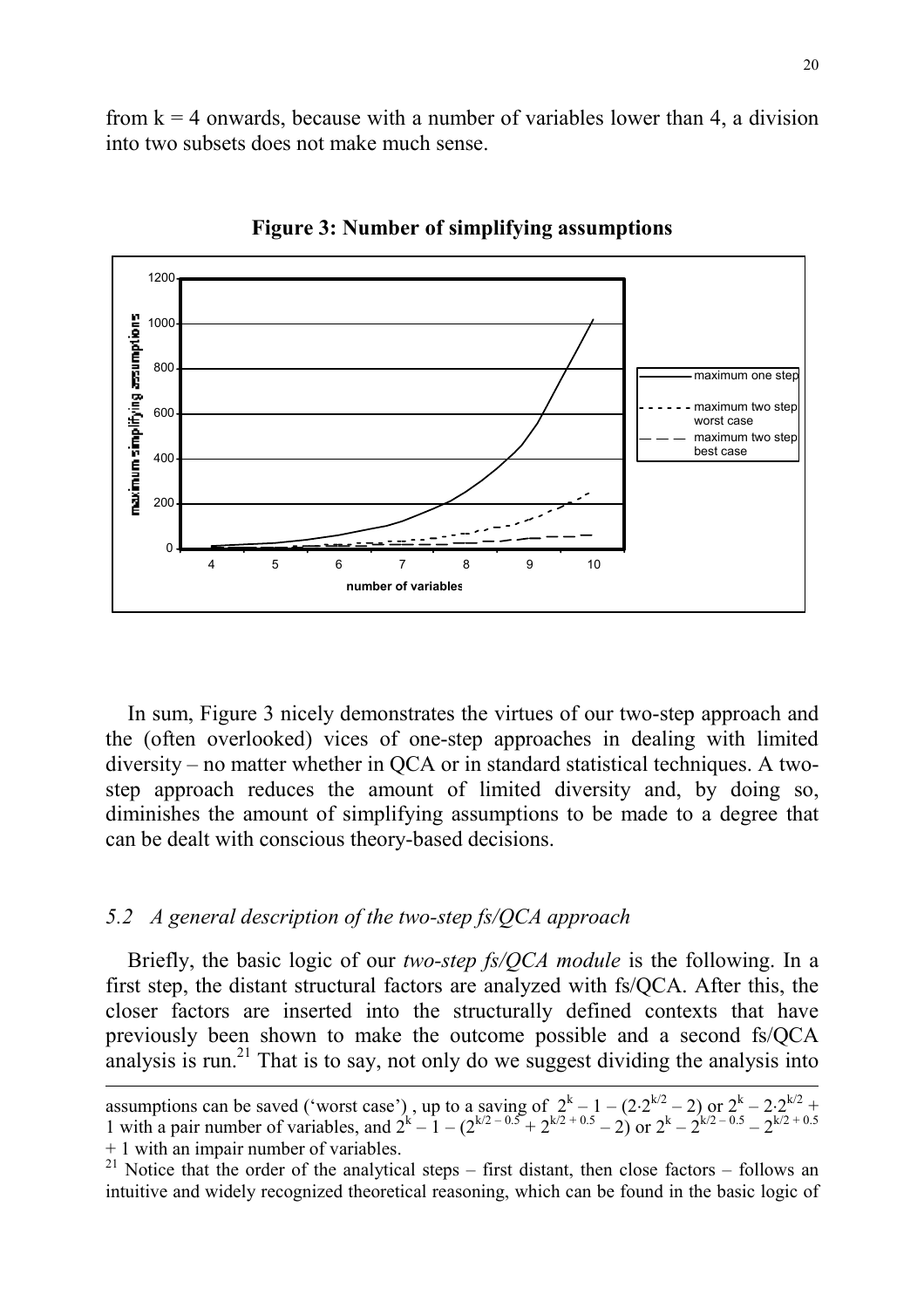from k = 4 onwards, because with a number of variables lower than 4, a division into two subsets does not make much sense.

**Figure 3: Number of simplifying assumptions**

In sum, Figure 3 nicely demonstrates the virtues of our two-step approach and the (often overlooked) vices of one-step approaches in dealing with limited diversity – no matter whether in QCA or in standard statistical techniques. A two-step approach reduces the amount of limited diversity and, by doing so, diminishes the amount of simplifying assumptions to be made to a degree that can be dealt with conscious theory-based decisions.

### *5.2 A general description of the two-step fs/QCA approach*

Briefly, the basic logic of our *two-step fs/QCA module* is the following. In a first step, the distant structural factors are analyzed with fs/QCA. After this, the closer factors are inserted into the structurally defined contexts that have previously been shown to make the outcome possible and a second fs/QCA analysis is run.[21] That is to say, not only do we suggest dividing the analysis into

---

assumptions can be saved ('worst case') , up to a saving of $2^k - 1 - (2 \cdot 2^{k/2} - 2)$ or $2^k - 2 \cdot 2^{k/2} + 1$ with a pair number of variables, and $2^k - 1 - (2^{k/2-0.5} + 2^{k/2+0.5} - 2)$ or $2^k - 2^{k/2-0.5} - 2^{k/2+0.5} + 1$ with an impair number of variables.

[21] Notice that the order of the analytical steps – first distant, then close factors – follows an intuitive and widely recognized theoretical reasoning, which can be found in the basic logic of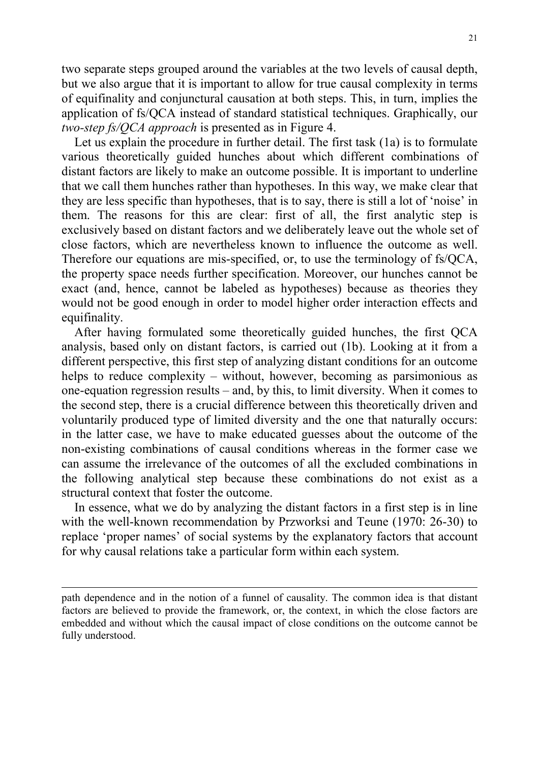two separate steps grouped around the variables at the two levels of causal depth, but we also argue that it is important to allow for true causal complexity in terms of equifinality and conjunctural causation at both steps. This, in turn, implies the application of fs/QCA instead of standard statistical techniques. Graphically, our *two-step fs/QCA approach* is presented as in Figure 4.

Let us explain the procedure in further detail. The first task (1a) is to formulate various theoretically guided hunches about which different combinations of distant factors are likely to make an outcome possible. It is important to underline that we call them hunches rather than hypotheses. In this way, we make clear that they are less specific than hypotheses, that is to say, there is still a lot of 'noise' in them. The reasons for this are clear: first of all, the first analytic step is exclusively based on distant factors and we deliberately leave out the whole set of close factors, which are nevertheless known to influence the outcome as well. Therefore our equations are mis-specified, or, to use the terminology of fs/QCA, the property space needs further specification. Moreover, our hunches cannot be exact (and, hence, cannot be labeled as hypotheses) because as theories they would not be good enough in order to model higher order interaction effects and equifinality.

After having formulated some theoretically guided hunches, the first QCA analysis, based only on distant factors, is carried out (1b). Looking at it from a different perspective, this first step of analyzing distant conditions for an outcome helps to reduce complexity – without, however, becoming as parsimonious as one-equation regression results – and, by this, to limit diversity. When it comes to the second step, there is a crucial difference between this theoretically driven and voluntarily produced type of limited diversity and the one that naturally occurs: in the latter case, we have to make educated guesses about the outcome of the non-existing combinations of causal conditions whereas in the former case we can assume the irrelevance of the outcomes of all the excluded combinations in the following analytical step because these combinations do not exist as a structural context that foster the outcome.

In essence, what we do by analyzing the distant factors in a first step is in line with the well-known recommendation by Przworksi and Teune (1970: 26-30) to replace 'proper names' of social systems by the explanatory factors that account for why causal relations take a particular form within each system.

---

path dependence and in the notion of a funnel of causality. The common idea is that distant factors are believed to provide the framework, or, the context, in which the close factors are embedded and without which the causal impact of close conditions on the outcome cannot be fully understood.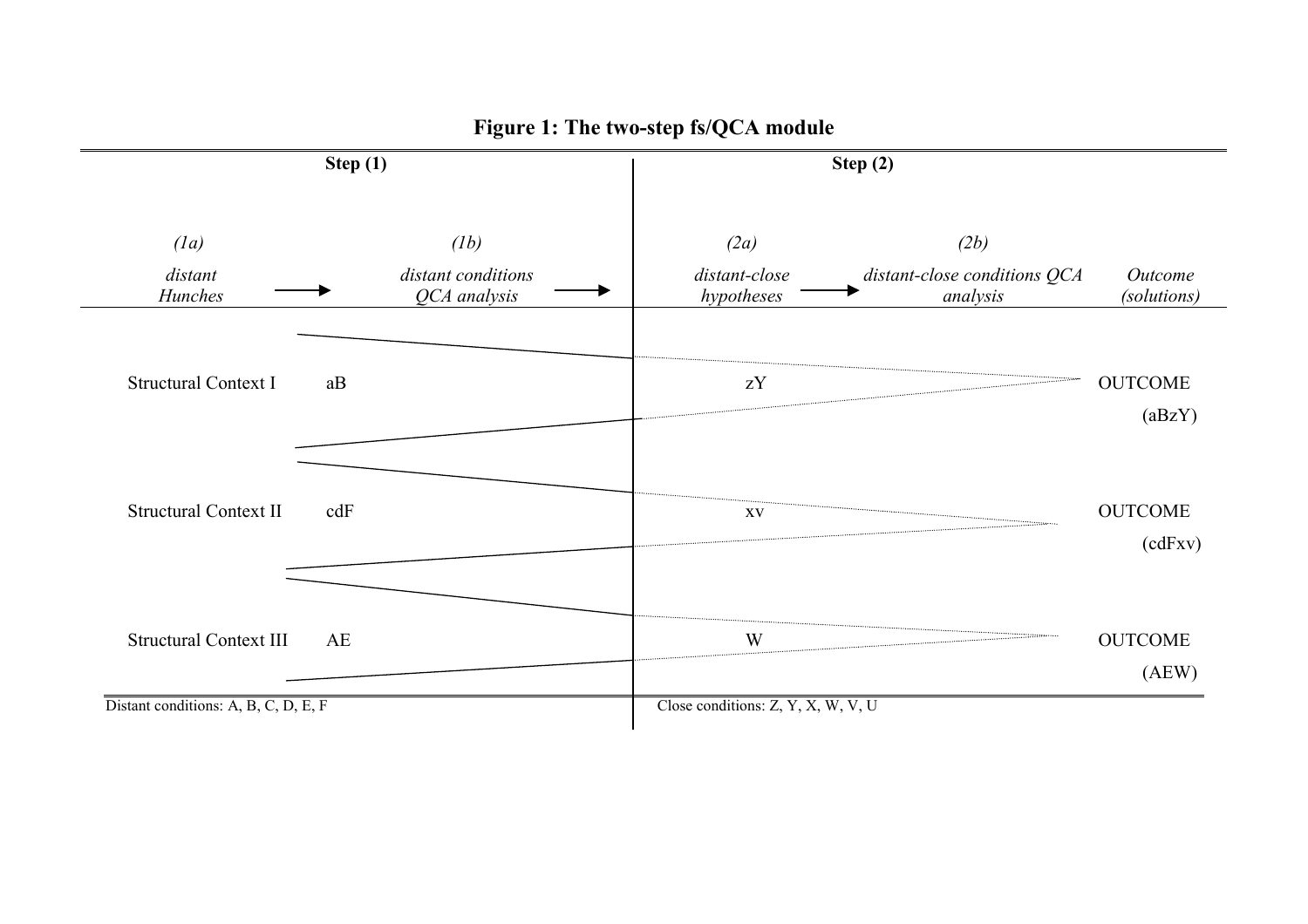**Figure 1: The two-step fs/QCA module**

| Step (1) | | Step (2) | | |
|---|---|---|---|---|
| *(1a)* | *(1b)* | *(2a)* | *(2b)* | |
| *distant Hunches* → | *distant conditions QCA analysis* → | *distant-close hypotheses* → | *distant-close conditions QCA analysis* | *Outcome (solutions)* |
| Structural Context I | aB | zY | | OUTCOME (aBzY) |
| Structural Context II | cdF | xv | | OUTCOME (cdFxv) |
| Structural Context III | AE | W | | OUTCOME (AEW) |

Distant conditions: A, B, C, D, E, F

Close conditions: Z, Y, X, W, V, U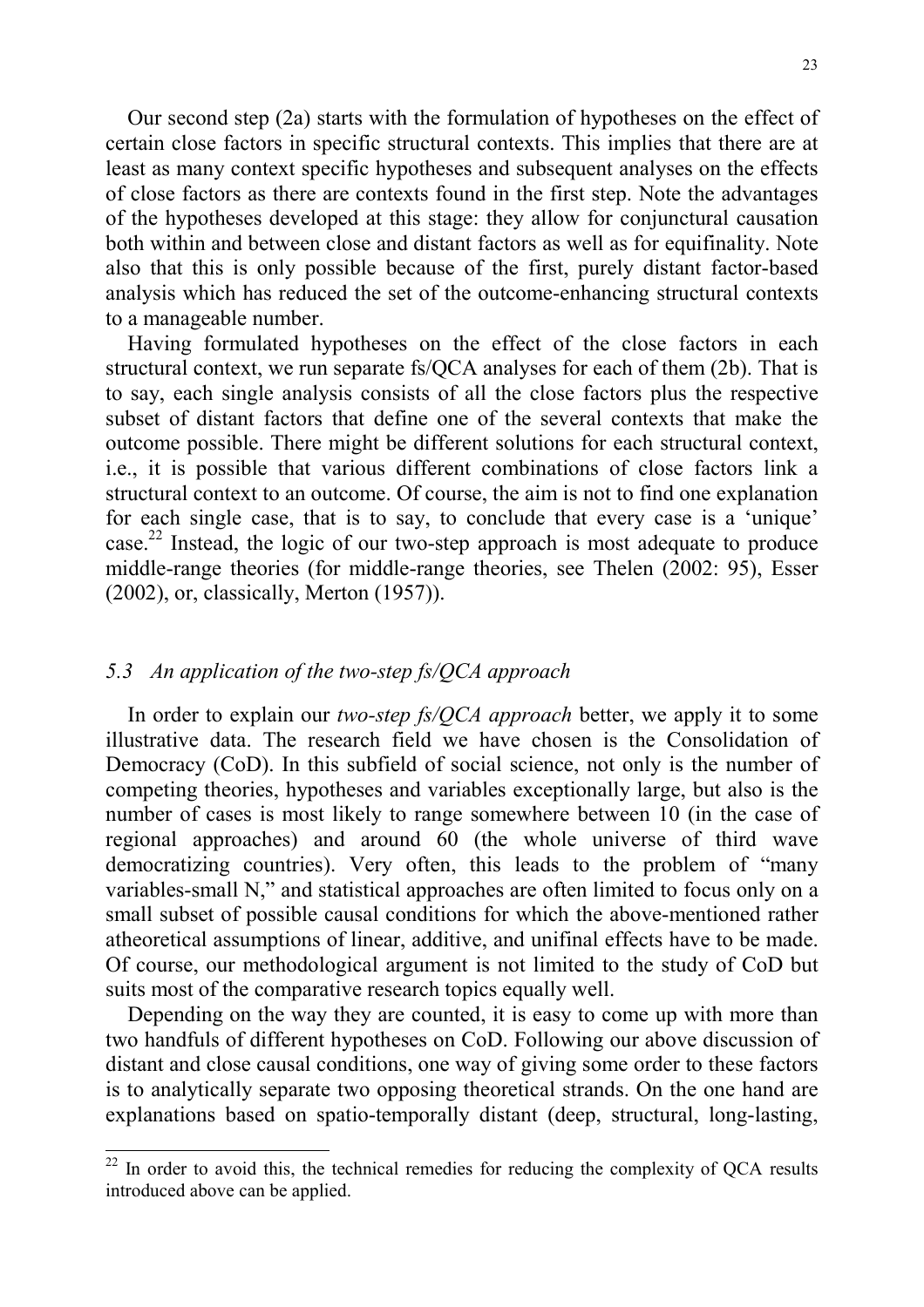Our second step (2a) starts with the formulation of hypotheses on the effect of certain close factors in specific structural contexts. This implies that there are at least as many context specific hypotheses and subsequent analyses on the effects of close factors as there are contexts found in the first step. Note the advantages of the hypotheses developed at this stage: they allow for conjunctural causation both within and between close and distant factors as well as for equifinality. Note also that this is only possible because of the first, purely distant factor-based analysis which has reduced the set of the outcome-enhancing structural contexts to a manageable number.

Having formulated hypotheses on the effect of the close factors in each structural context, we run separate fs/QCA analyses for each of them (2b). That is to say, each single analysis consists of all the close factors plus the respective subset of distant factors that define one of the several contexts that make the outcome possible. There might be different solutions for each structural context, i.e., it is possible that various different combinations of close factors link a structural context to an outcome. Of course, the aim is not to find one explanation for each single case, that is to say, to conclude that every case is a 'unique' case.[22] Instead, the logic of our two-step approach is most adequate to produce middle-range theories (for middle-range theories, see Thelen (2002: 95), Esser (2002), or, classically, Merton (1957)).

### *5.3 An application of the two-step fs/QCA approach*

In order to explain our *two-step fs/QCA approach* better, we apply it to some illustrative data. The research field we have chosen is the Consolidation of Democracy (CoD). In this subfield of social science, not only is the number of competing theories, hypotheses and variables exceptionally large, but also is the number of cases is most likely to range somewhere between 10 (in the case of regional approaches) and around 60 (the whole universe of third wave democratizing countries). Very often, this leads to the problem of "many variables-small N," and statistical approaches are often limited to focus only on a small subset of possible causal conditions for which the above-mentioned rather atheoretical assumptions of linear, additive, and unifinal effects have to be made. Of course, our methodological argument is not limited to the study of CoD but suits most of the comparative research topics equally well.

Depending on the way they are counted, it is easy to come up with more than two handfuls of different hypotheses on CoD. Following our above discussion of distant and close causal conditions, one way of giving some order to these factors is to analytically separate two opposing theoretical strands. On the one hand are explanations based on spatio-temporally distant (deep, structural, long-lasting,

---

[22] In order to avoid this, the technical remedies for reducing the complexity of QCA results introduced above can be applied.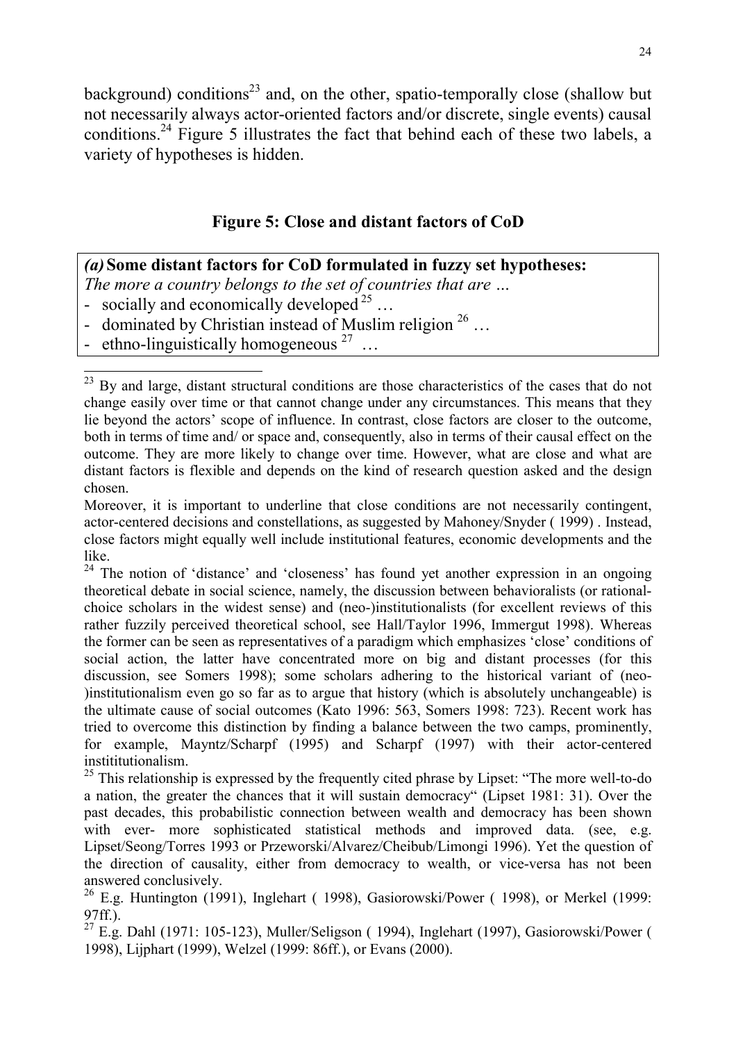background) conditions[23] and, on the other, spatio-temporally close (shallow but not necessarily always actor-oriented factors and/or discrete, single events) causal conditions.[24] Figure 5 illustrates the fact that behind each of these two labels, a variety of hypotheses is hidden.

### Figure 5: Close and distant factors of CoD

***(a)* Some distant factors for CoD formulated in fuzzy set hypotheses:**
*The more a country belongs to the set of countries that are …*
- socially and economically developed[25] …
- dominated by Christian instead of Muslim religion[26] …
- ethno-linguistically homogeneous[27] …

---

[23] By and large, distant structural conditions are those characteristics of the cases that do not change easily over time or that cannot change under any circumstances. This means that they lie beyond the actors' scope of influence. In contrast, close factors are closer to the outcome, both in terms of time and/ or space and, consequently, also in terms of their causal effect on the outcome. They are more likely to change over time. However, what are close and what are distant factors is flexible and depends on the kind of research question asked and the design chosen.

Moreover, it is important to underline that close conditions are not necessarily contingent, actor-centered decisions and constellations, as suggested by Mahoney/Snyder ( 1999) . Instead, close factors might equally well include institutional features, economic developments and the like.

[24] The notion of 'distance' and 'closeness' has found yet another expression in an ongoing theoretical debate in social science, namely, the discussion between behavioralists (or rational-choice scholars in the widest sense) and (neo-)institutionalists (for excellent reviews of this rather fuzzily perceived theoretical school, see Hall/Taylor 1996, Immergut 1998). Whereas the former can be seen as representatives of a paradigm which emphasizes 'close' conditions of social action, the latter have concentrated more on big and distant processes (for this discussion, see Somers 1998); some scholars adhering to the historical variant of (neo-)institutionalism even go so far as to argue that history (which is absolutely unchangeable) is the ultimate cause of social outcomes (Kato 1996: 563, Somers 1998: 723). Recent work has tried to overcome this distinction by finding a balance between the two camps, prominently, for example, Mayntz/Scharpf (1995) and Scharpf (1997) with their actor-centered instititutionalism.

[25] This relationship is expressed by the frequently cited phrase by Lipset: "The more well-to-do a nation, the greater the chances that it will sustain democracy" (Lipset 1981: 31). Over the past decades, this probabilistic connection between wealth and democracy has been shown with ever- more sophisticated statistical methods and improved data. (see, e.g. Lipset/Seong/Torres 1993 or Przeworski/Alvarez/Cheibub/Limongi 1996). Yet the question of the direction of causality, either from democracy to wealth, or vice-versa has not been answered conclusively.

[26] E.g. Huntington (1991), Inglehart ( 1998), Gasiorowski/Power ( 1998), or Merkel (1999: 97ff.).

[27] E.g. Dahl (1971: 105-123), Muller/Seligson ( 1994), Inglehart (1997), Gasiorowski/Power ( 1998), Lijphart (1999), Welzel (1999: 86ff.), or Evans (2000).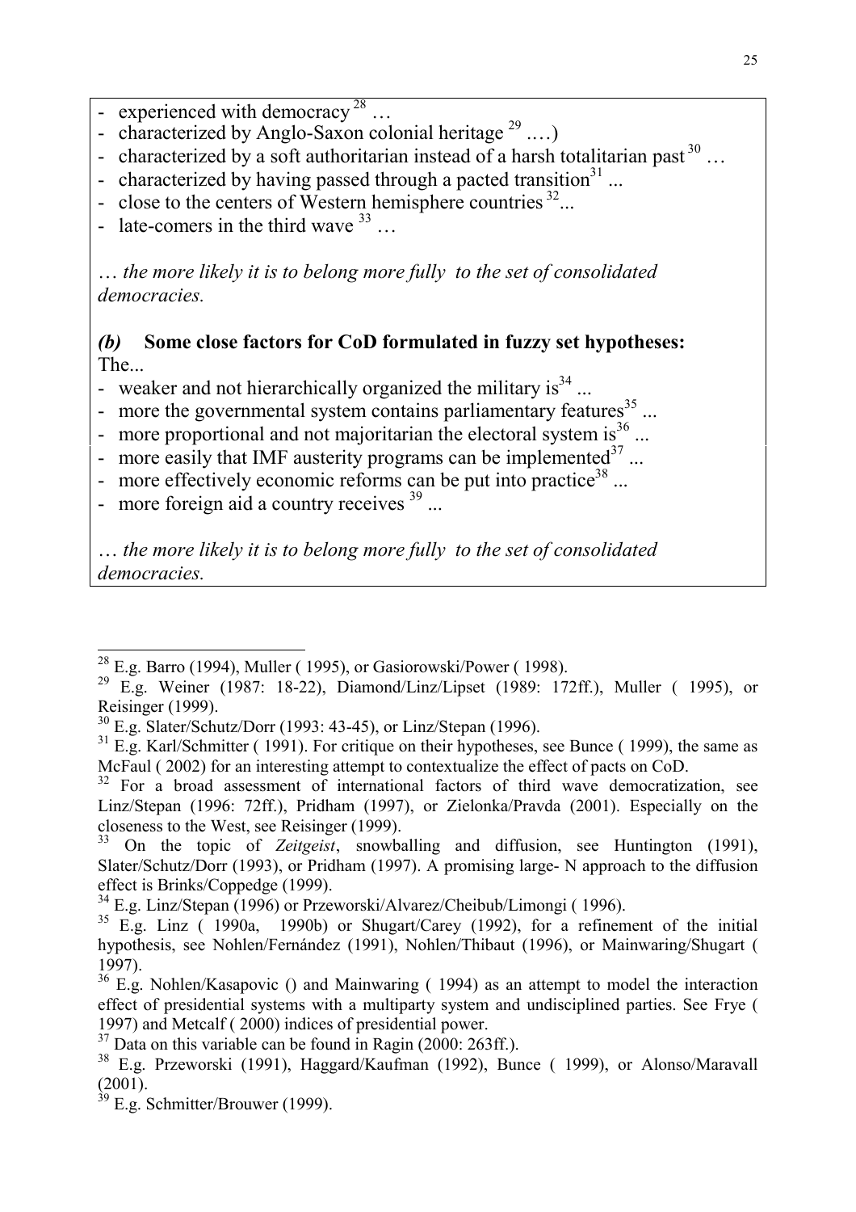- experienced with democracy [28] …
- characterized by Anglo-Saxon colonial heritage [29] ….)
- characterized by a soft authoritarian instead of a harsh totalitarian past [30] …
- characterized by having passed through a pacted transition[31] ...
- close to the centers of Western hemisphere countries [32]...
- late-comers in the third wave [33] …

… *the more likely it is to belong more fully to the set of consolidated democracies.*

***(b)*** **Some close factors for CoD formulated in fuzzy set hypotheses:**

The...

- weaker and not hierarchically organized the military is[34] ...
- more the governmental system contains parliamentary features[35] ...
- more proportional and not majoritarian the electoral system is[36] ...
- more easily that IMF austerity programs can be implemented[37] ...
- more effectively economic reforms can be put into practice[38] ...
- more foreign aid a country receives [39] ...

… *the more likely it is to belong more fully to the set of consolidated democracies.*

---

[28] E.g. Barro (1994), Muller ( 1995), or Gasiorowski/Power ( 1998).

[29] E.g. Weiner (1987: 18-22), Diamond/Linz/Lipset (1989: 172ff.), Muller ( 1995), or Reisinger (1999).

[30] E.g. Slater/Schutz/Dorr (1993: 43-45), or Linz/Stepan (1996).

[31] E.g. Karl/Schmitter ( 1991). For critique on their hypotheses, see Bunce ( 1999), the same as McFaul ( 2002) for an interesting attempt to contextualize the effect of pacts on CoD.

[32] For a broad assessment of international factors of third wave democratization, see Linz/Stepan (1996: 72ff.), Pridham (1997), or Zielonka/Pravda (2001). Especially on the closeness to the West, see Reisinger (1999).

[33] On the topic of *Zeitgeist*, snowballing and diffusion, see Huntington (1991), Slater/Schutz/Dorr (1993), or Pridham (1997). A promising large- N approach to the diffusion effect is Brinks/Coppedge (1999).

[34] E.g. Linz/Stepan (1996) or Przeworski/Alvarez/Cheibub/Limongi ( 1996).

[35] E.g. Linz ( 1990a, 1990b) or Shugart/Carey (1992), for a refinement of the initial hypothesis, see Nohlen/Fernández (1991), Nohlen/Thibaut (1996), or Mainwaring/Shugart ( 1997).

[36] E.g. Nohlen/Kasapovic () and Mainwaring ( 1994) as an attempt to model the interaction effect of presidential systems with a multiparty system and undisciplined parties. See Frye ( 1997) and Metcalf ( 2000) indices of presidential power.

[37] Data on this variable can be found in Ragin (2000: 263ff.).

[38] E.g. Przeworski (1991), Haggard/Kaufman (1992), Bunce ( 1999), or Alonso/Maravall (2001).

[39] E.g. Schmitter/Brouwer (1999).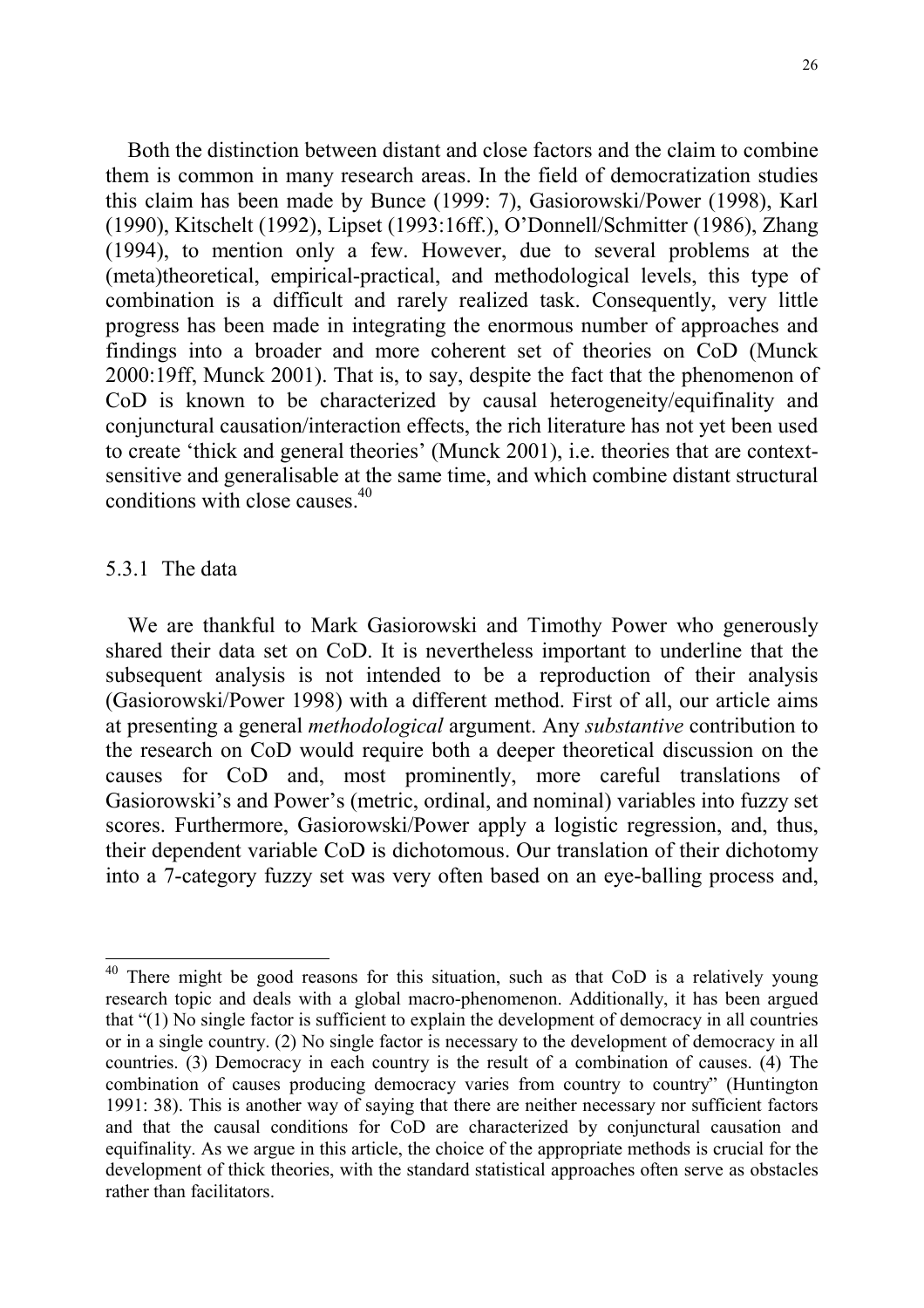Both the distinction between distant and close factors and the claim to combine them is common in many research areas. In the field of democratization studies this claim has been made by Bunce (1999: 7), Gasiorowski/Power (1998), Karl (1990), Kitschelt (1992), Lipset (1993:16ff.), O'Donnell/Schmitter (1986), Zhang (1994), to mention only a few. However, due to several problems at the (meta)theoretical, empirical-practical, and methodological levels, this type of combination is a difficult and rarely realized task. Consequently, very little progress has been made in integrating the enormous number of approaches and findings into a broader and more coherent set of theories on CoD (Munck 2000:19ff, Munck 2001). That is, to say, despite the fact that the phenomenon of CoD is known to be characterized by causal heterogeneity/equifinality and conjunctural causation/interaction effects, the rich literature has not yet been used to create 'thick and general theories' (Munck 2001), i.e. theories that are context-sensitive and generalisable at the same time, and which combine distant structural conditions with close causes.[40]

### 5.3.1 The data

We are thankful to Mark Gasiorowski and Timothy Power who generously shared their data set on CoD. It is nevertheless important to underline that the subsequent analysis is not intended to be a reproduction of their analysis (Gasiorowski/Power 1998) with a different method. First of all, our article aims at presenting a general *methodological* argument. Any *substantive* contribution to the research on CoD would require both a deeper theoretical discussion on the causes for CoD and, most prominently, more careful translations of Gasiorowski's and Power's (metric, ordinal, and nominal) variables into fuzzy set scores. Furthermore, Gasiorowski/Power apply a logistic regression, and, thus, their dependent variable CoD is dichotomous. Our translation of their dichotomy into a 7-category fuzzy set was very often based on an eye-balling process and,

---

[40] There might be good reasons for this situation, such as that CoD is a relatively young research topic and deals with a global macro-phenomenon. Additionally, it has been argued that "(1) No single factor is sufficient to explain the development of democracy in all countries or in a single country. (2) No single factor is necessary to the development of democracy in all countries. (3) Democracy in each country is the result of a combination of causes. (4) The combination of causes producing democracy varies from country to country" (Huntington 1991: 38). This is another way of saying that there are neither necessary nor sufficient factors and that the causal conditions for CoD are characterized by conjunctural causation and equifinality. As we argue in this article, the choice of the appropriate methods is crucial for the development of thick theories, with the standard statistical approaches often serve as obstacles rather than facilitators.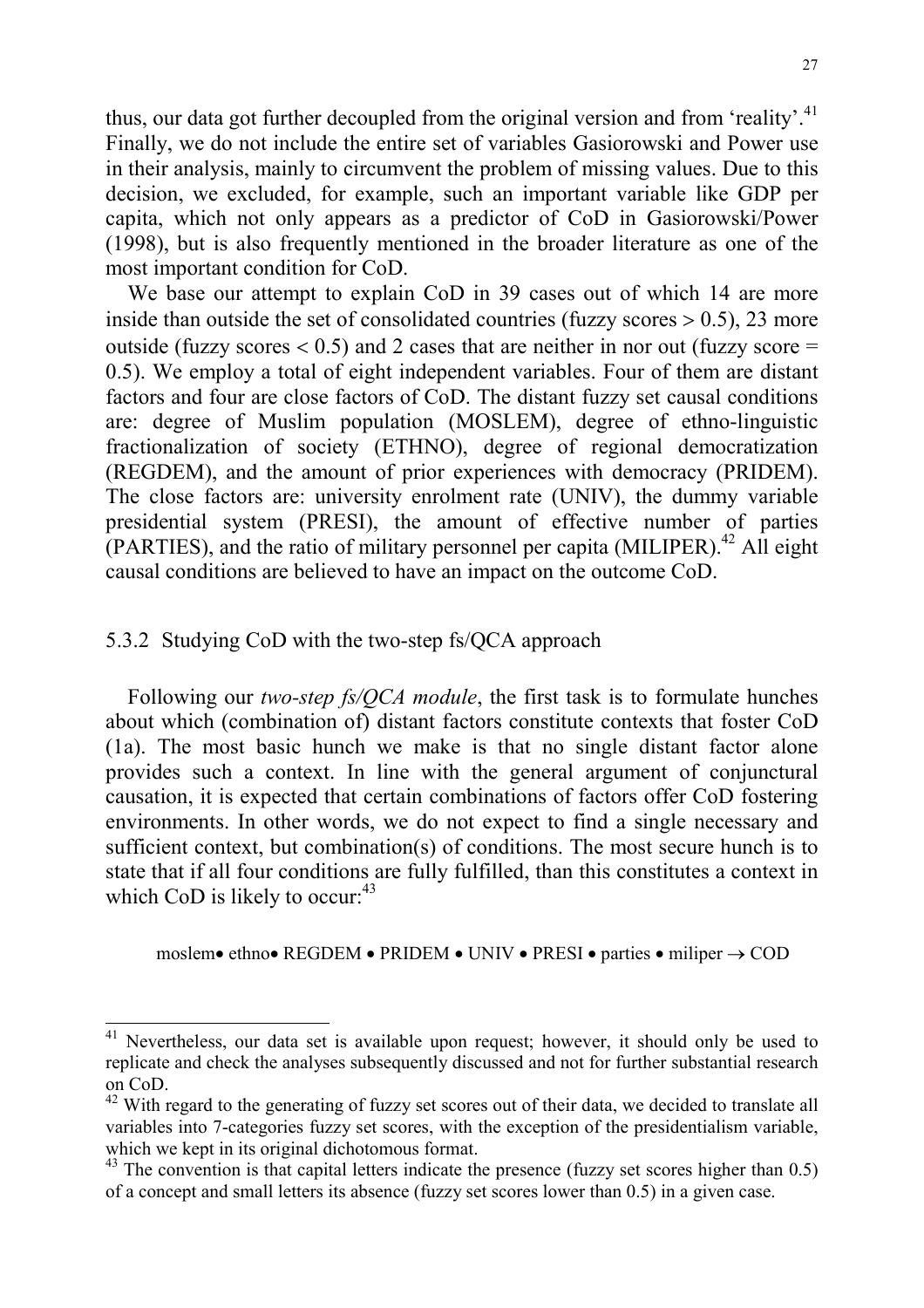thus, our data got further decoupled from the original version and from 'reality'.[41] Finally, we do not include the entire set of variables Gasiorowski and Power use in their analysis, mainly to circumvent the problem of missing values. Due to this decision, we excluded, for example, such an important variable like GDP per capita, which not only appears as a predictor of CoD in Gasiorowski/Power (1998), but is also frequently mentioned in the broader literature as one of the most important condition for CoD.

We base our attempt to explain CoD in 39 cases out of which 14 are more inside than outside the set of consolidated countries (fuzzy scores > 0.5), 23 more outside (fuzzy scores < 0.5) and 2 cases that are neither in nor out (fuzzy score = 0.5). We employ a total of eight independent variables. Four of them are distant factors and four are close factors of CoD. The distant fuzzy set causal conditions are: degree of Muslim population (MOSLEM), degree of ethno-linguistic fractionalization of society (ETHNO), degree of regional democratization (REGDEM), and the amount of prior experiences with democracy (PRIDEM). The close factors are: university enrolment rate (UNIV), the dummy variable presidential system (PRESI), the amount of effective number of parties (PARTIES), and the ratio of military personnel per capita (MILIPER).[42] All eight causal conditions are believed to have an impact on the outcome CoD.

### 5.3.2 Studying CoD with the two-step fs/QCA approach

Following our *two-step fs/QCA module*, the first task is to formulate hunches about which (combination of) distant factors constitute contexts that foster CoD (1a). The most basic hunch we make is that no single distant factor alone provides such a context. In line with the general argument of conjunctural causation, it is expected that certain combinations of factors offer CoD fostering environments. In other words, we do not expect to find a single necessary and sufficient context, but combination(s) of conditions. The most secure hunch is to state that if all four conditions are fully fulfilled, than this constitutes a context in which CoD is likely to occur:[43]

moslem• ethno• REGDEM • PRIDEM • UNIV • PRESI • parties • miliper → COD

---

[41] Nevertheless, our data set is available upon request; however, it should only be used to replicate and check the analyses subsequently discussed and not for further substantial research on CoD.

[42] With regard to the generating of fuzzy set scores out of their data, we decided to translate all variables into 7-categories fuzzy set scores, with the exception of the presidentialism variable, which we kept in its original dichotomous format.

[43] The convention is that capital letters indicate the presence (fuzzy set scores higher than 0.5) of a concept and small letters its absence (fuzzy set scores lower than 0.5) in a given case.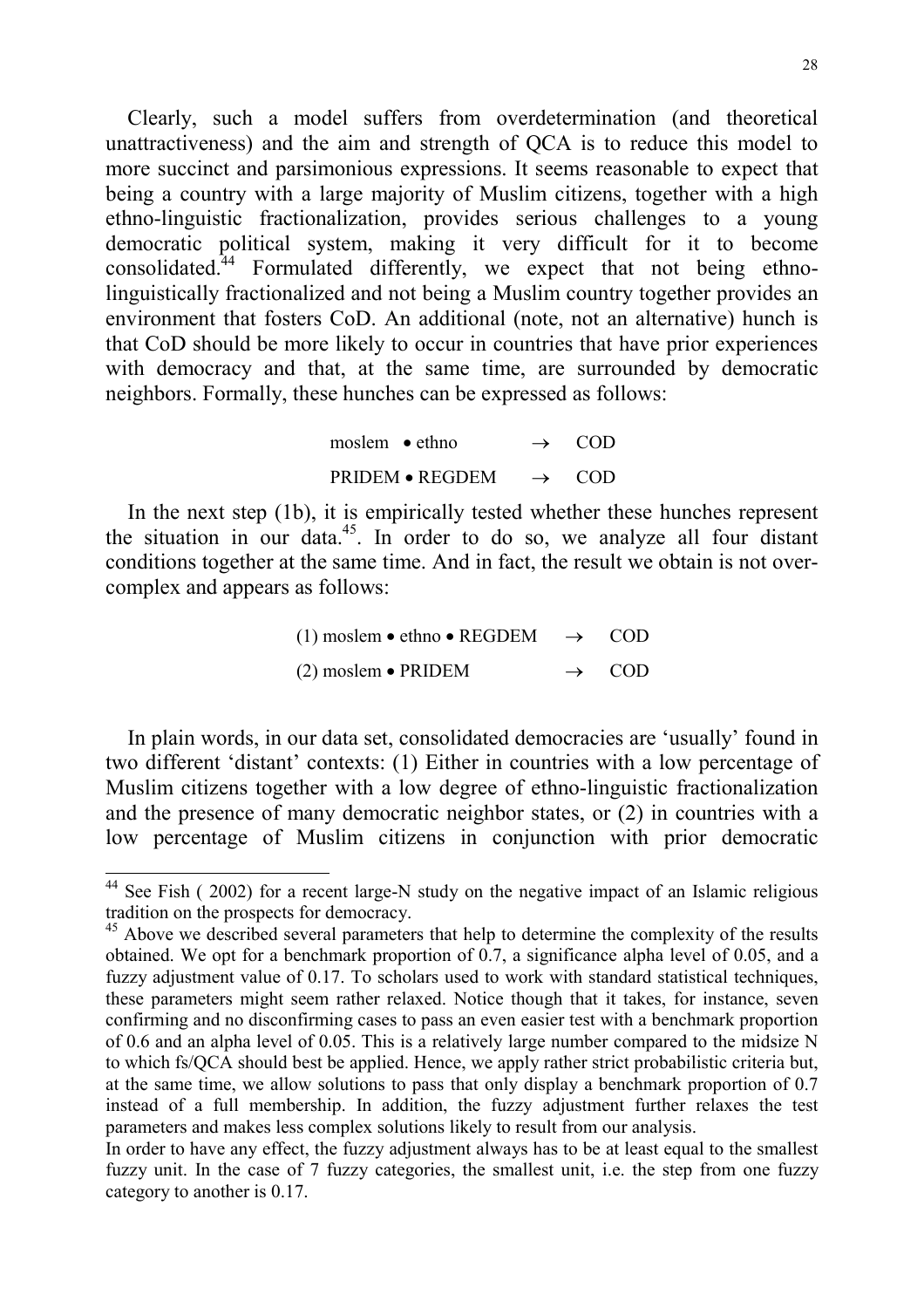Clearly, such a model suffers from overdetermination (and theoretical unattractiveness) and the aim and strength of QCA is to reduce this model to more succinct and parsimonious expressions. It seems reasonable to expect that being a country with a large majority of Muslim citizens, together with a high ethno-linguistic fractionalization, provides serious challenges to a young democratic political system, making it very difficult for it to become consolidated.[44] Formulated differently, we expect that not being ethno-linguistically fractionalized and not being a Muslim country together provides an environment that fosters CoD. An additional (note, not an alternative) hunch is that CoD should be more likely to occur in countries that have prior experiences with democracy and that, at the same time, are surrounded by democratic neighbors. Formally, these hunches can be expressed as follows:

$$\text{moslem} \bullet \text{ethno} \quad \rightarrow \quad \text{COD}$$

$$\text{PRIDEM} \bullet \text{REGDEM} \quad \rightarrow \quad \text{COD}$$

In the next step (1b), it is empirically tested whether these hunches represent the situation in our data.[45]. In order to do so, we analyze all four distant conditions together at the same time. And in fact, the result we obtain is not over-complex and appears as follows:

$$\text{(1) moslem} \bullet \text{ethno} \bullet \text{REGDEM} \quad \rightarrow \quad \text{COD}$$

$$\text{(2) moslem} \bullet \text{PRIDEM} \quad \rightarrow \quad \text{COD}$$

In plain words, in our data set, consolidated democracies are 'usually' found in two different 'distant' contexts: (1) Either in countries with a low percentage of Muslim citizens together with a low degree of ethno-linguistic fractionalization and the presence of many democratic neighbor states, or (2) in countries with a low percentage of Muslim citizens in conjunction with prior democratic

---

[44] See Fish ( 2002) for a recent large-N study on the negative impact of an Islamic religious tradition on the prospects for democracy.

[45] Above we described several parameters that help to determine the complexity of the results obtained. We opt for a benchmark proportion of 0.7, a significance alpha level of 0.05, and a fuzzy adjustment value of 0.17. To scholars used to work with standard statistical techniques, these parameters might seem rather relaxed. Notice though that it takes, for instance, seven confirming and no disconfirming cases to pass an even easier test with a benchmark proportion of 0.6 and an alpha level of 0.05. This is a relatively large number compared to the midsize N to which fs/QCA should best be applied. Hence, we apply rather strict probabilistic criteria but, at the same time, we allow solutions to pass that only display a benchmark proportion of 0.7 instead of a full membership. In addition, the fuzzy adjustment further relaxes the test parameters and makes less complex solutions likely to result from our analysis.

In order to have any effect, the fuzzy adjustment always has to be at least equal to the smallest fuzzy unit. In the case of 7 fuzzy categories, the smallest unit, i.e. the step from one fuzzy category to another is 0.17.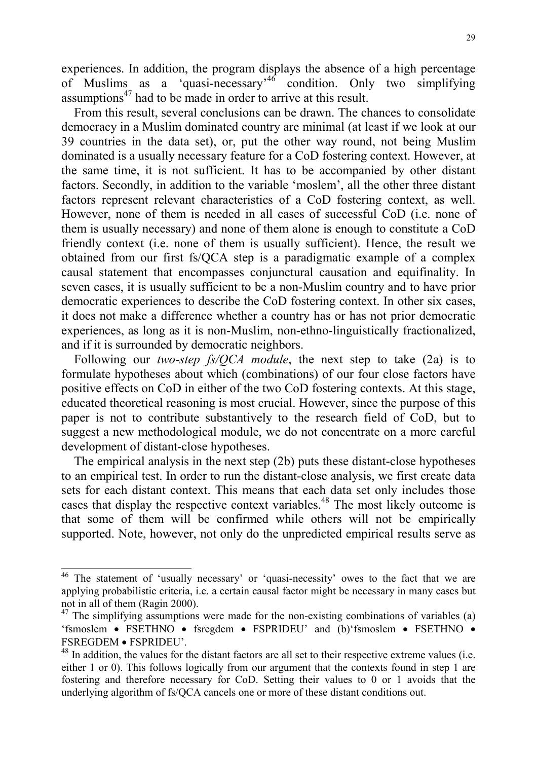experiences. In addition, the program displays the absence of a high percentage of Muslims as a 'quasi-necessary'[46] condition. Only two simplifying assumptions[47] had to be made in order to arrive at this result.

From this result, several conclusions can be drawn. The chances to consolidate democracy in a Muslim dominated country are minimal (at least if we look at our 39 countries in the data set), or, put the other way round, not being Muslim dominated is a usually necessary feature for a CoD fostering context. However, at the same time, it is not sufficient. It has to be accompanied by other distant factors. Secondly, in addition to the variable 'moslem', all the other three distant factors represent relevant characteristics of a CoD fostering context, as well. However, none of them is needed in all cases of successful CoD (i.e. none of them is usually necessary) and none of them alone is enough to constitute a CoD friendly context (i.e. none of them is usually sufficient). Hence, the result we obtained from our first fs/QCA step is a paradigmatic example of a complex causal statement that encompasses conjunctural causation and equifinality. In seven cases, it is usually sufficient to be a non-Muslim country and to have prior democratic experiences to describe the CoD fostering context. In other six cases, it does not make a difference whether a country has or has not prior democratic experiences, as long as it is non-Muslim, non-ethno-linguistically fractionalized, and if it is surrounded by democratic neighbors.

Following our *two-step fs/QCA module*, the next step to take (2a) is to formulate hypotheses about which (combinations) of our four close factors have positive effects on CoD in either of the two CoD fostering contexts. At this stage, educated theoretical reasoning is most crucial. However, since the purpose of this paper is not to contribute substantively to the research field of CoD, but to suggest a new methodological module, we do not concentrate on a more careful development of distant-close hypotheses.

The empirical analysis in the next step (2b) puts these distant-close hypotheses to an empirical test. In order to run the distant-close analysis, we first create data sets for each distant context. This means that each data set only includes those cases that display the respective context variables.[48] The most likely outcome is that some of them will be confirmed while others will not be empirically supported. Note, however, not only do the unpredicted empirical results serve as

---

[46] The statement of 'usually necessary' or 'quasi-necessity' owes to the fact that we are applying probabilistic criteria, i.e. a certain causal factor might be necessary in many cases but not in all of them (Ragin 2000).

[47] The simplifying assumptions were made for the non-existing combinations of variables (a) 'fsmoslem • FSETHNO • fsregdem • FSPRIDEU' and (b)'fsmoslem • FSETHNO • FSREGDEM • FSPRIDEU'.

[48] In addition, the values for the distant factors are all set to their respective extreme values (i.e. either 1 or 0). This follows logically from our argument that the contexts found in step 1 are fostering and therefore necessary for CoD. Setting their values to 0 or 1 avoids that the underlying algorithm of fs/QCA cancels one or more of these distant conditions out.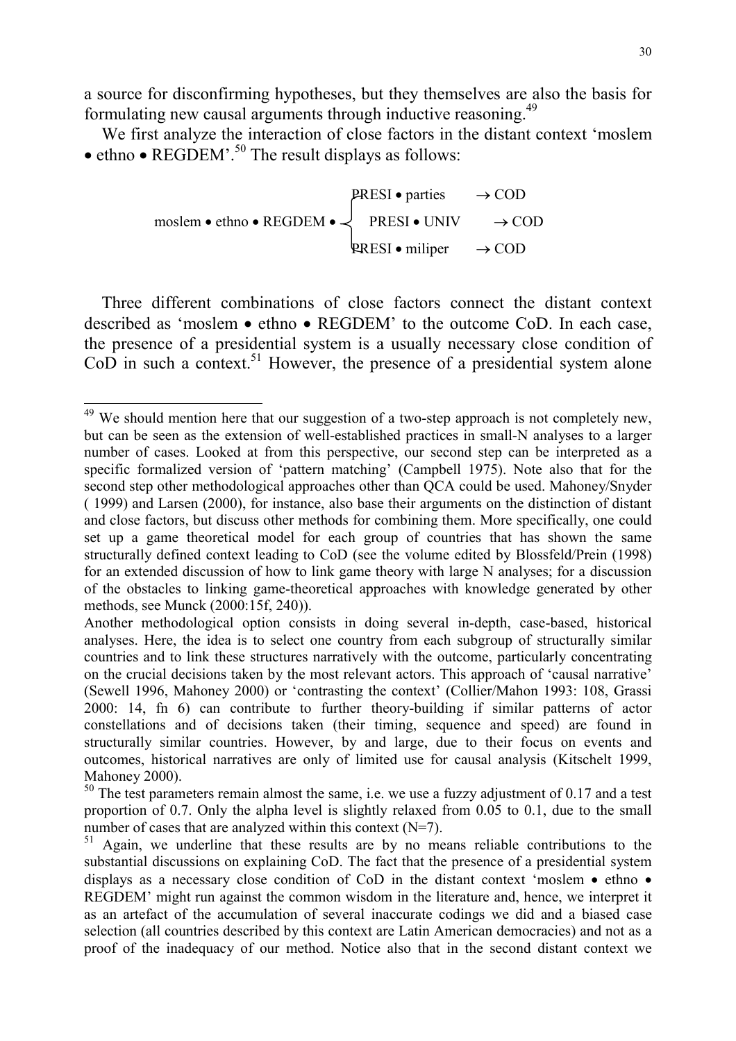a source for disconfirming hypotheses, but they themselves are also the basis for formulating new causal arguments through inductive reasoning.[49]

We first analyze the interaction of close factors in the distant context 'moslem • ethno • REGDEM'.[50] The result displays as follows:

$$\text{moslem} \bullet \text{ethno} \bullet \text{REGDEM} \bullet \begin{cases} \text{PRESI} \bullet \text{parties} & \rightarrow \text{COD} \\ \text{PRESI} \bullet \text{UNIV} & \rightarrow \text{COD} \\ \text{PRESI} \bullet \text{miliper} & \rightarrow \text{COD} \end{cases}$$

Three different combinations of close factors connect the distant context described as 'moslem • ethno • REGDEM' to the outcome CoD. In each case, the presence of a presidential system is a usually necessary close condition of CoD in such a context.[51] However, the presence of a presidential system alone

---

[49] We should mention here that our suggestion of a two-step approach is not completely new, but can be seen as the extension of well-established practices in small-N analyses to a larger number of cases. Looked at from this perspective, our second step can be interpreted as a specific formalized version of 'pattern matching' (Campbell 1975). Note also that for the second step other methodological approaches other than QCA could be used. Mahoney/Snyder ( 1999) and Larsen (2000), for instance, also base their arguments on the distinction of distant and close factors, but discuss other methods for combining them. More specifically, one could set up a game theoretical model for each group of countries that has shown the same structurally defined context leading to CoD (see the volume edited by Blossfeld/Prein (1998) for an extended discussion of how to link game theory with large N analyses; for a discussion of the obstacles to linking game-theoretical approaches with knowledge generated by other methods, see Munck (2000:15f, 240)).

Another methodological option consists in doing several in-depth, case-based, historical analyses. Here, the idea is to select one country from each subgroup of structurally similar countries and to link these structures narratively with the outcome, particularly concentrating on the crucial decisions taken by the most relevant actors. This approach of 'causal narrative' (Sewell 1996, Mahoney 2000) or 'contrasting the context' (Collier/Mahon 1993: 108, Grassi 2000: 14, fn 6) can contribute to further theory-building if similar patterns of actor constellations and of decisions taken (their timing, sequence and speed) are found in structurally similar countries. However, by and large, due to their focus on events and outcomes, historical narratives are only of limited use for causal analysis (Kitschelt 1999, Mahoney 2000).

[50] The test parameters remain almost the same, i.e. we use a fuzzy adjustment of 0.17 and a test proportion of 0.7. Only the alpha level is slightly relaxed from 0.05 to 0.1, due to the small number of cases that are analyzed within this context (N=7).

[51] Again, we underline that these results are by no means reliable contributions to the substantial discussions on explaining CoD. The fact that the presence of a presidential system displays as a necessary close condition of CoD in the distant context 'moslem • ethno • REGDEM' might run against the common wisdom in the literature and, hence, we interpret it as an artefact of the accumulation of several inaccurate codings we did and a biased case selection (all countries described by this context are Latin American democracies) and not as a proof of the inadequacy of our method. Notice also that in the second distant context we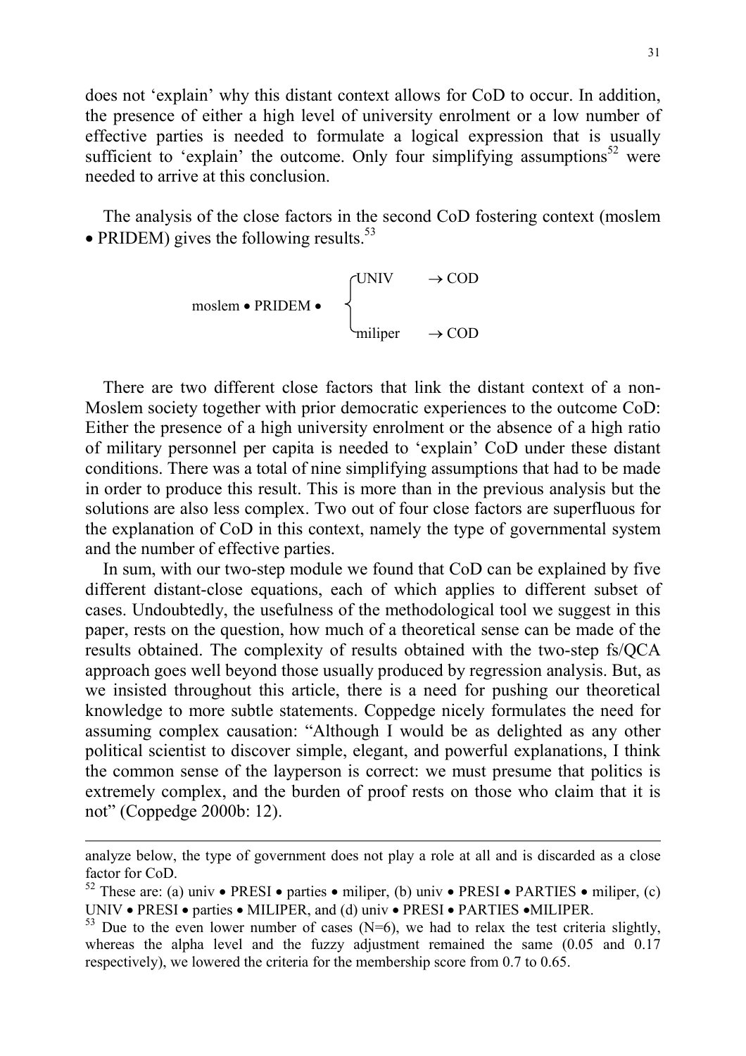does not 'explain' why this distant context allows for CoD to occur. In addition, the presence of either a high level of university enrolment or a low number of effective parties is needed to formulate a logical expression that is usually sufficient to 'explain' the outcome. Only four simplifying assumptions[52] were needed to arrive at this conclusion.

The analysis of the close factors in the second CoD fostering context (moslem • PRIDEM) gives the following results.[53]

$$\text{moslem} \bullet \text{PRIDEM} \bullet \begin{cases} \text{UNIV} & \rightarrow \text{COD} \\ \text{miliper} & \rightarrow \text{COD} \end{cases}$$

There are two different close factors that link the distant context of a non-Moslem society together with prior democratic experiences to the outcome CoD: Either the presence of a high university enrolment or the absence of a high ratio of military personnel per capita is needed to 'explain' CoD under these distant conditions. There was a total of nine simplifying assumptions that had to be made in order to produce this result. This is more than in the previous analysis but the solutions are also less complex. Two out of four close factors are superfluous for the explanation of CoD in this context, namely the type of governmental system and the number of effective parties.

In sum, with our two-step module we found that CoD can be explained by five different distant-close equations, each of which applies to different subset of cases. Undoubtedly, the usefulness of the methodological tool we suggest in this paper, rests on the question, how much of a theoretical sense can be made of the results obtained. The complexity of results obtained with the two-step fs/QCA approach goes well beyond those usually produced by regression analysis. But, as we insisted throughout this article, there is a need for pushing our theoretical knowledge to more subtle statements. Coppedge nicely formulates the need for assuming complex causation: "Although I would be as delighted as any other political scientist to discover simple, elegant, and powerful explanations, I think the common sense of the layperson is correct: we must presume that politics is extremely complex, and the burden of proof rests on those who claim that it is not" (Coppedge 2000b: 12).

---

analyze below, the type of government does not play a role at all and is discarded as a close factor for CoD.

[52] These are: (a) univ • PRESI • parties • miliper, (b) univ • PRESI • PARTIES • miliper, (c) UNIV • PRESI • parties • MILIPER, and (d) univ • PRESI • PARTIES •MILIPER.

[53] Due to the even lower number of cases (N=6), we had to relax the test criteria slightly, whereas the alpha level and the fuzzy adjustment remained the same (0.05 and 0.17 respectively), we lowered the criteria for the membership score from 0.7 to 0.65.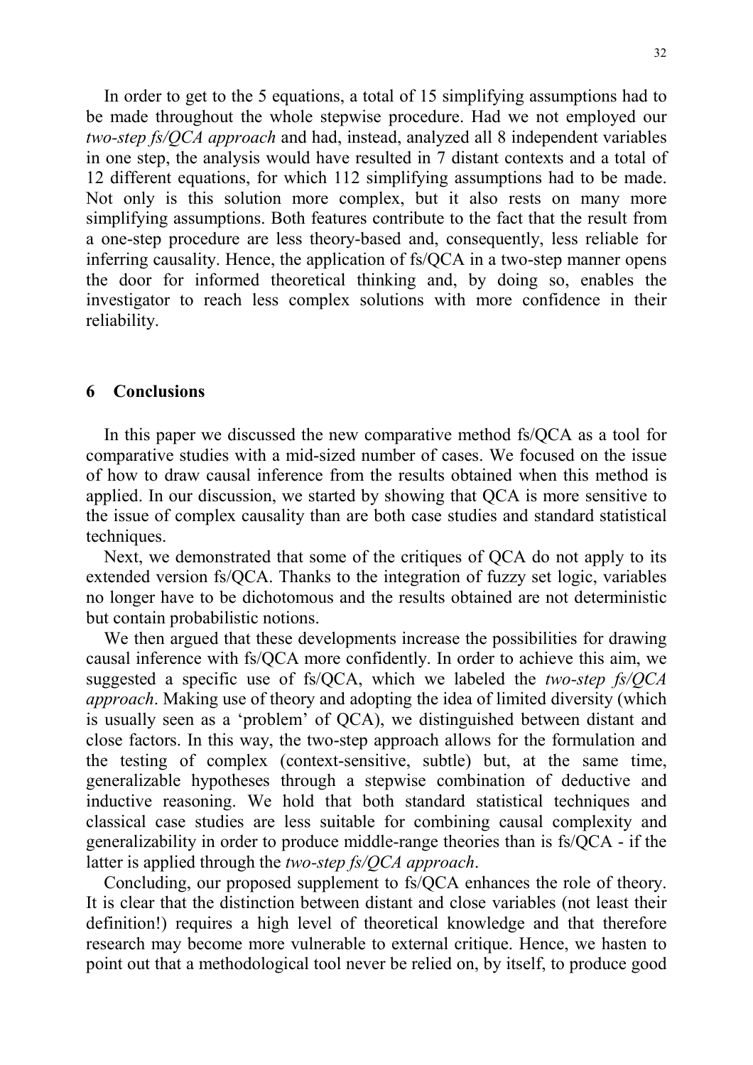In order to get to the 5 equations, a total of 15 simplifying assumptions had to be made throughout the whole stepwise procedure. Had we not employed our *two-step fs/QCA approach* and had, instead, analyzed all 8 independent variables in one step, the analysis would have resulted in 7 distant contexts and a total of 12 different equations, for which 112 simplifying assumptions had to be made. Not only is this solution more complex, but it also rests on many more simplifying assumptions. Both features contribute to the fact that the result from a one-step procedure are less theory-based and, consequently, less reliable for inferring causality. Hence, the application of fs/QCA in a two-step manner opens the door for informed theoretical thinking and, by doing so, enables the investigator to reach less complex solutions with more confidence in their reliability.

## 6 Conclusions

In this paper we discussed the new comparative method fs/QCA as a tool for comparative studies with a mid-sized number of cases. We focused on the issue of how to draw causal inference from the results obtained when this method is applied. In our discussion, we started by showing that QCA is more sensitive to the issue of complex causality than are both case studies and standard statistical techniques.

Next, we demonstrated that some of the critiques of QCA do not apply to its extended version fs/QCA. Thanks to the integration of fuzzy set logic, variables no longer have to be dichotomous and the results obtained are not deterministic but contain probabilistic notions.

We then argued that these developments increase the possibilities for drawing causal inference with fs/QCA more confidently. In order to achieve this aim, we suggested a specific use of fs/QCA, which we labeled the *two-step fs/QCA approach*. Making use of theory and adopting the idea of limited diversity (which is usually seen as a 'problem' of QCA), we distinguished between distant and close factors. In this way, the two-step approach allows for the formulation and the testing of complex (context-sensitive, subtle) but, at the same time, generalizable hypotheses through a stepwise combination of deductive and inductive reasoning. We hold that both standard statistical techniques and classical case studies are less suitable for combining causal complexity and generalizability in order to produce middle-range theories than is fs/QCA - if the latter is applied through the *two-step fs/QCA approach*.

Concluding, our proposed supplement to fs/QCA enhances the role of theory. It is clear that the distinction between distant and close variables (not least their definition!) requires a high level of theoretical knowledge and that therefore research may become more vulnerable to external critique. Hence, we hasten to point out that a methodological tool never be relied on, by itself, to produce good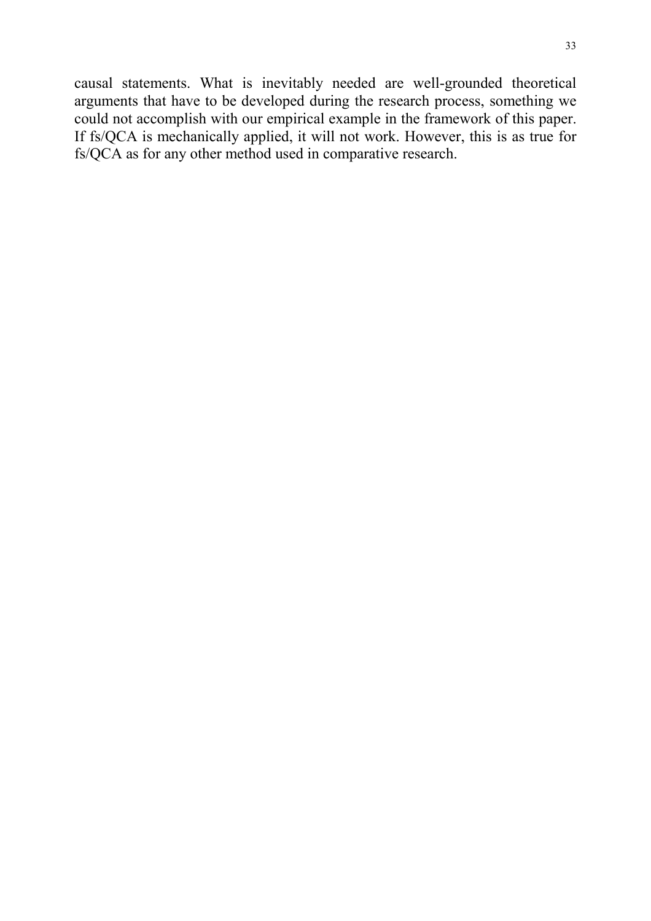causal statements. What is inevitably needed are well-grounded theoretical arguments that have to be developed during the research process, something we could not accomplish with our empirical example in the framework of this paper. If fs/QCA is mechanically applied, it will not work. However, this is as true for fs/QCA as for any other method used in comparative research.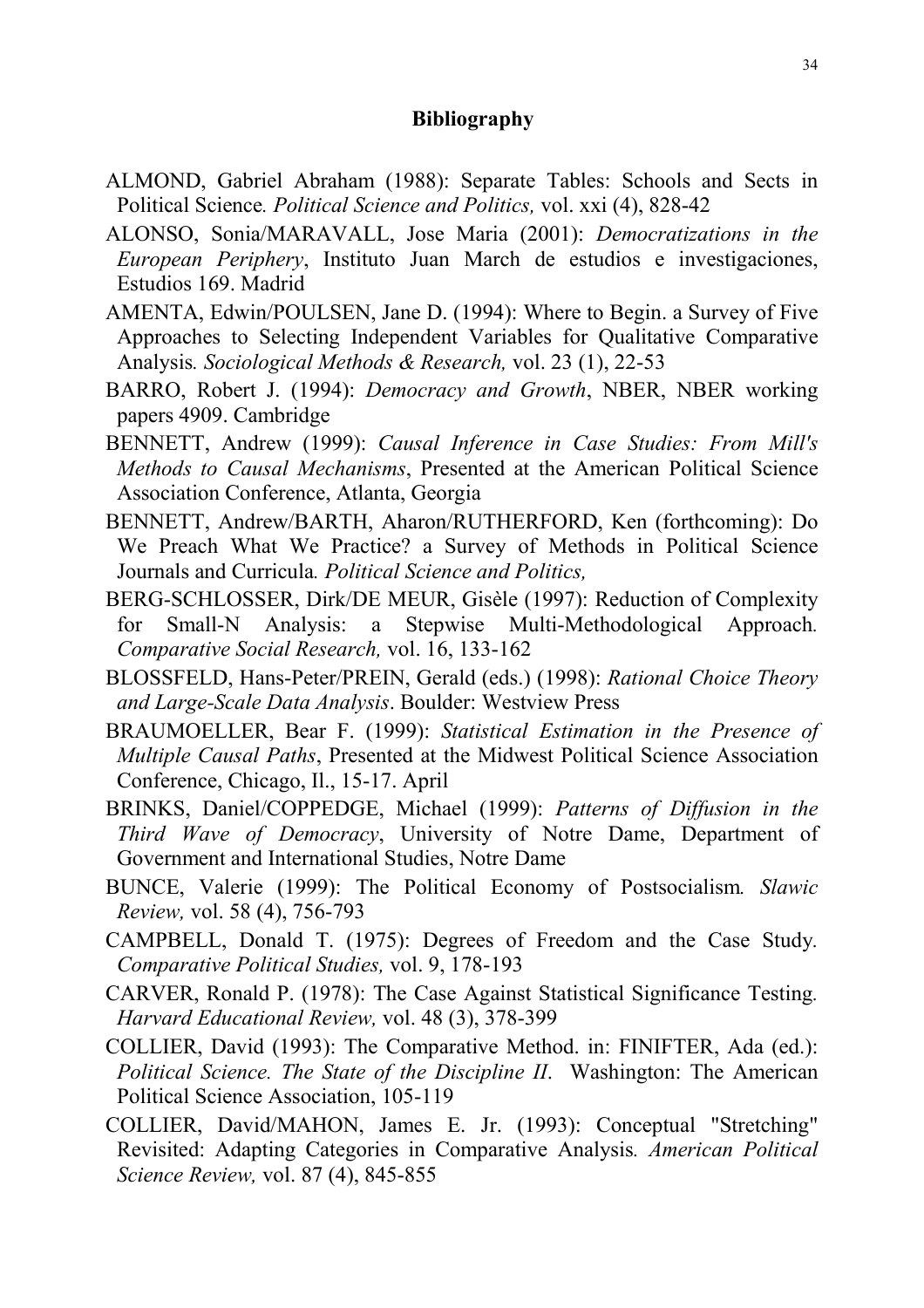## Bibliography

ALMOND, Gabriel Abraham (1988): Separate Tables: Schools and Sects in Political Science*. Political Science and Politics,* vol. xxi (4), 828-42

ALONSO, Sonia/MARAVALL, Jose Maria (2001): *Democratizations in the European Periphery*, Instituto Juan March de estudios e investigaciones, Estudios 169. Madrid

AMENTA, Edwin/POULSEN, Jane D. (1994): Where to Begin. a Survey of Five Approaches to Selecting Independent Variables for Qualitative Comparative Analysis*. Sociological Methods & Research,* vol. 23 (1), 22-53

BARRO, Robert J. (1994): *Democracy and Growth*, NBER, NBER working papers 4909. Cambridge

BENNETT, Andrew (1999): *Causal Inference in Case Studies: From Mill's Methods to Causal Mechanisms*, Presented at the American Political Science Association Conference, Atlanta, Georgia

BENNETT, Andrew/BARTH, Aharon/RUTHERFORD, Ken (forthcoming): Do We Preach What We Practice? a Survey of Methods in Political Science Journals and Curricula*. Political Science and Politics,*

BERG-SCHLOSSER, Dirk/DE MEUR, Gisèle (1997): Reduction of Complexity for Small-N Analysis: a Stepwise Multi-Methodological Approach*. Comparative Social Research,* vol. 16, 133-162

BLOSSFELD, Hans-Peter/PREIN, Gerald (eds.) (1998): *Rational Choice Theory and Large-Scale Data Analysis*. Boulder: Westview Press

BRAUMOELLER, Bear F. (1999): *Statistical Estimation in the Presence of Multiple Causal Paths*, Presented at the Midwest Political Science Association Conference, Chicago, Il., 15-17. April

BRINKS, Daniel/COPPEDGE, Michael (1999): *Patterns of Diffusion in the Third Wave of Democracy*, University of Notre Dame, Department of Government and International Studies, Notre Dame

BUNCE, Valerie (1999): The Political Economy of Postsocialism*. Slawic Review,* vol. 58 (4), 756-793

CAMPBELL, Donald T. (1975): Degrees of Freedom and the Case Study*. Comparative Political Studies,* vol. 9, 178-193

CARVER, Ronald P. (1978): The Case Against Statistical Significance Testing*. Harvard Educational Review,* vol. 48 (3), 378-399

COLLIER, David (1993): The Comparative Method. in: FINIFTER, Ada (ed.): *Political Science. The State of the Discipline II*. Washington: The American Political Science Association, 105-119

COLLIER, David/MAHON, James E. Jr. (1993): Conceptual "Stretching" Revisited: Adapting Categories in Comparative Analysis*. American Political Science Review,* vol. 87 (4), 845-855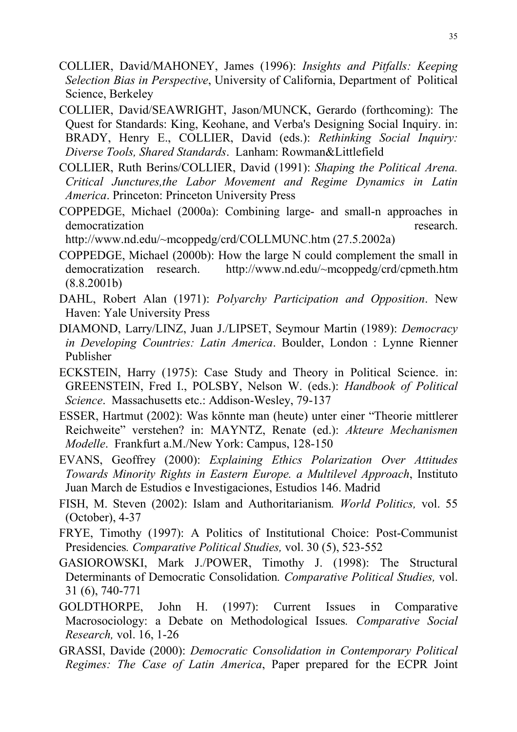COLLIER, David/MAHONEY, James (1996): *Insights and Pitfalls: Keeping Selection Bias in Perspective*, University of California, Department of Political Science, Berkeley

COLLIER, David/SEAWRIGHT, Jason/MUNCK, Gerardo (forthcoming): The Quest for Standards: King, Keohane, and Verba's Designing Social Inquiry. in: BRADY, Henry E., COLLIER, David (eds.): *Rethinking Social Inquiry: Diverse Tools, Shared Standards*. Lanham: Rowman&Littlefield

COLLIER, Ruth Berins/COLLIER, David (1991): *Shaping the Political Arena. Critical Junctures,the Labor Movement and Regime Dynamics in Latin America*. Princeton: Princeton University Press

COPPEDGE, Michael (2000a): Combining large- and small-n approaches in democratization research. http://www.nd.edu/~mcoppedg/crd/COLLMUNC.htm (27.5.2002a)

COPPEDGE, Michael (2000b): How the large N could complement the small in democratization research. http://www.nd.edu/~mcoppedg/crd/cpmeth.htm (8.8.2001b)

DAHL, Robert Alan (1971): *Polyarchy Participation and Opposition*. New Haven: Yale University Press

DIAMOND, Larry/LINZ, Juan J./LIPSET, Seymour Martin (1989): *Democracy in Developing Countries: Latin America*. Boulder, London : Lynne Rienner Publisher

ECKSTEIN, Harry (1975): Case Study and Theory in Political Science. in: GREENSTEIN, Fred I., POLSBY, Nelson W. (eds.): *Handbook of Political Science*. Massachusetts etc.: Addison-Wesley, 79-137

ESSER, Hartmut (2002): Was könnte man (heute) unter einer "Theorie mittlerer Reichweite" verstehen? in: MAYNTZ, Renate (ed.): *Akteure Mechanismen Modelle*. Frankfurt a.M./New York: Campus, 128-150

EVANS, Geoffrey (2000): *Explaining Ethics Polarization Over Attitudes Towards Minority Rights in Eastern Europe. a Multilevel Approach*, Instituto Juan March de Estudios e Investigaciones, Estudios 146. Madrid

FISH, M. Steven (2002): Islam and Authoritarianism. *World Politics,* vol. 55 (October), 4-37

FRYE, Timothy (1997): A Politics of Institutional Choice: Post-Communist Presidencies. *Comparative Political Studies,* vol. 30 (5), 523-552

GASIOROWSKI, Mark J./POWER, Timothy J. (1998): The Structural Determinants of Democratic Consolidation. *Comparative Political Studies,* vol. 31 (6), 740-771

GOLDTHORPE, John H. (1997): Current Issues in Comparative Macrosociology: a Debate on Methodological Issues. *Comparative Social Research,* vol. 16, 1-26

GRASSI, Davide (2000): *Democratic Consolidation in Contemporary Political Regimes: The Case of Latin America*, Paper prepared for the ECPR Joint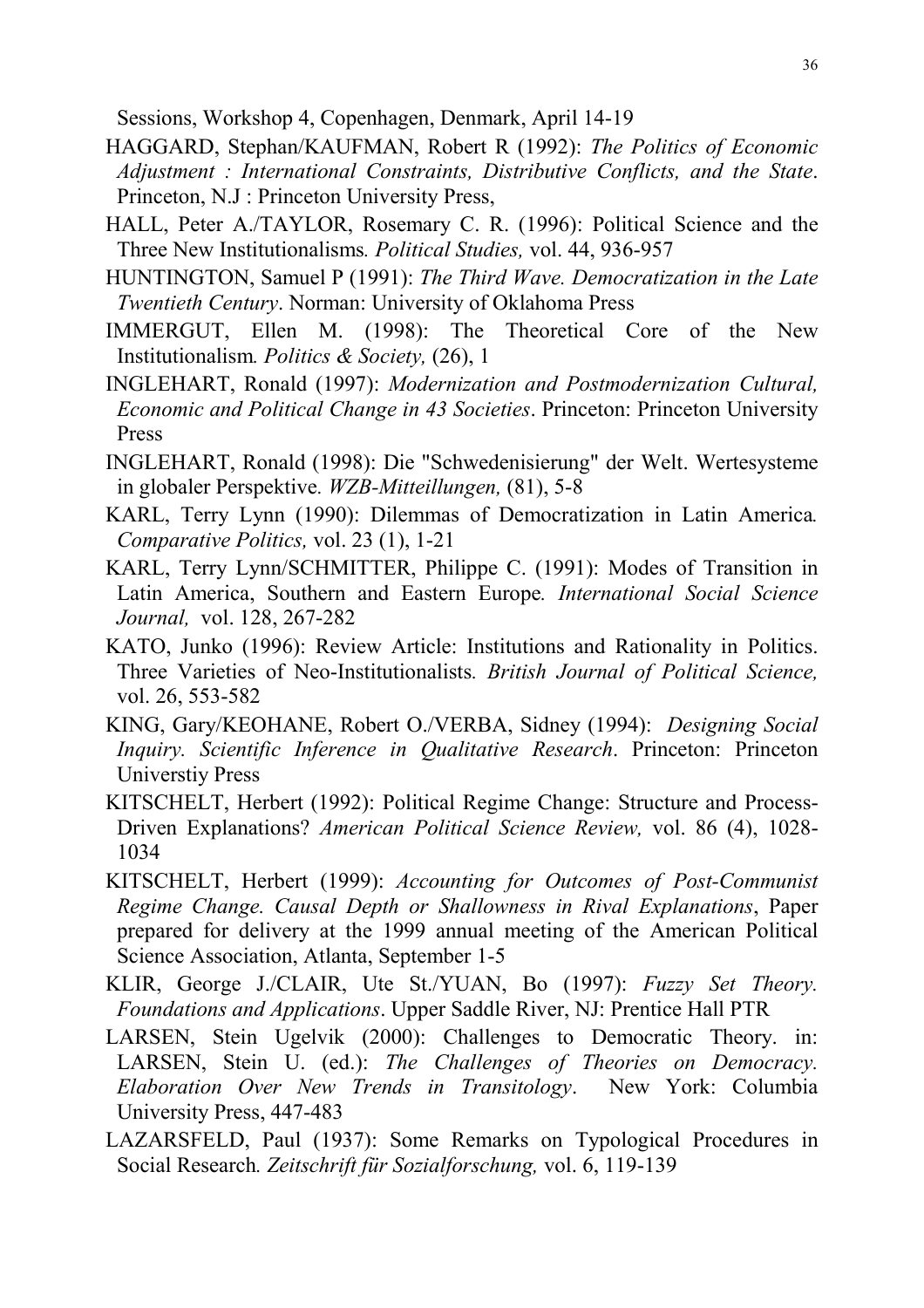Sessions, Workshop 4, Copenhagen, Denmark, April 14-19

HAGGARD, Stephan/KAUFMAN, Robert R (1992): *The Politics of Economic Adjustment : International Constraints, Distributive Conflicts, and the State*. Princeton, N.J : Princeton University Press,

HALL, Peter A./TAYLOR, Rosemary C. R. (1996): Political Science and the Three New Institutionalisms*. Political Studies,* vol. 44, 936-957

HUNTINGTON, Samuel P (1991): *The Third Wave. Democratization in the Late Twentieth Century*. Norman: University of Oklahoma Press

IMMERGUT, Ellen M. (1998): The Theoretical Core of the New Institutionalism*. Politics & Society,* (26), 1

INGLEHART, Ronald (1997): *Modernization and Postmodernization Cultural, Economic and Political Change in 43 Societies*. Princeton: Princeton University Press

INGLEHART, Ronald (1998): Die "Schwedenisierung" der Welt. Wertesysteme in globaler Perspektive. *WZB-Mitteillungen,* (81), 5-8

KARL, Terry Lynn (1990): Dilemmas of Democratization in Latin America*. Comparative Politics,* vol. 23 (1), 1-21

KARL, Terry Lynn/SCHMITTER, Philippe C. (1991): Modes of Transition in Latin America, Southern and Eastern Europe*. International Social Science Journal,* vol. 128, 267-282

KATO, Junko (1996): Review Article: Institutions and Rationality in Politics. Three Varieties of Neo-Institutionalists*. British Journal of Political Science,* vol. 26, 553-582

KING, Gary/KEOHANE, Robert O./VERBA, Sidney (1994): *Designing Social Inquiry. Scientific Inference in Qualitative Research*. Princeton: Princeton Universtiy Press

KITSCHELT, Herbert (1992): Political Regime Change: Structure and Process-Driven Explanations? *American Political Science Review,* vol. 86 (4), 1028-1034

KITSCHELT, Herbert (1999): *Accounting for Outcomes of Post-Communist Regime Change. Causal Depth or Shallowness in Rival Explanations*, Paper prepared for delivery at the 1999 annual meeting of the American Political Science Association, Atlanta, September 1-5

KLIR, George J./CLAIR, Ute St./YUAN, Bo (1997): *Fuzzy Set Theory. Foundations and Applications*. Upper Saddle River, NJ: Prentice Hall PTR

LARSEN, Stein Ugelvik (2000): Challenges to Democratic Theory. in: LARSEN, Stein U. (ed.): *The Challenges of Theories on Democracy. Elaboration Over New Trends in Transitology*. New York: Columbia University Press, 447-483

LAZARSFELD, Paul (1937): Some Remarks on Typological Procedures in Social Research*. Zeitschrift für Sozialforschung,* vol. 6, 119-139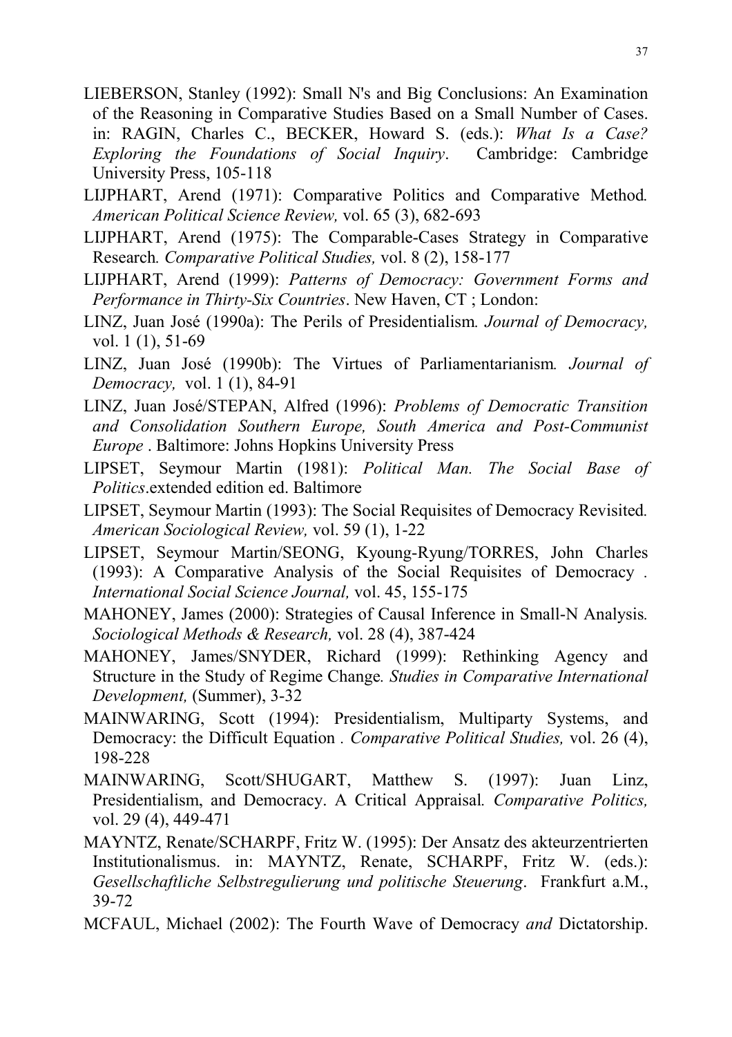LIEBERSON, Stanley (1992): Small N's and Big Conclusions: An Examination of the Reasoning in Comparative Studies Based on a Small Number of Cases. in: RAGIN, Charles C., BECKER, Howard S. (eds.): *What Is a Case? Exploring the Foundations of Social Inquiry*. Cambridge: Cambridge University Press, 105-118

LIJPHART, Arend (1971): Comparative Politics and Comparative Method. *American Political Science Review,* vol. 65 (3), 682-693

LIJPHART, Arend (1975): The Comparable-Cases Strategy in Comparative Research. *Comparative Political Studies,* vol. 8 (2), 158-177

LIJPHART, Arend (1999): *Patterns of Democracy: Government Forms and Performance in Thirty-Six Countries*. New Haven, CT ; London:

LINZ, Juan José (1990a): The Perils of Presidentialism. *Journal of Democracy,* vol. 1 (1), 51-69

LINZ, Juan José (1990b): The Virtues of Parliamentarianism. *Journal of Democracy,* vol. 1 (1), 84-91

LINZ, Juan José/STEPAN, Alfred (1996): *Problems of Democratic Transition and Consolidation Southern Europe, South America and Post-Communist Europe* . Baltimore: Johns Hopkins University Press

LIPSET, Seymour Martin (1981): *Political Man. The Social Base of Politics*.extended edition ed. Baltimore

LIPSET, Seymour Martin (1993): The Social Requisites of Democracy Revisited. *American Sociological Review,* vol. 59 (1), 1-22

LIPSET, Seymour Martin/SEONG, Kyoung-Ryung/TORRES, John Charles (1993): A Comparative Analysis of the Social Requisites of Democracy . *International Social Science Journal,* vol. 45, 155-175

MAHONEY, James (2000): Strategies of Causal Inference in Small-N Analysis. *Sociological Methods & Research,* vol. 28 (4), 387-424

MAHONEY, James/SNYDER, Richard (1999): Rethinking Agency and Structure in the Study of Regime Change. *Studies in Comparative International Development,* (Summer), 3-32

MAINWARING, Scott (1994): Presidentialism, Multiparty Systems, and Democracy: the Difficult Equation . *Comparative Political Studies,* vol. 26 (4), 198-228

MAINWARING, Scott/SHUGART, Matthew S. (1997): Juan Linz, Presidentialism, and Democracy. A Critical Appraisal. *Comparative Politics,* vol. 29 (4), 449-471

MAYNTZ, Renate/SCHARPF, Fritz W. (1995): Der Ansatz des akteurzentrierten Institutionalismus. in: MAYNTZ, Renate, SCHARPF, Fritz W. (eds.): *Gesellschaftliche Selbstregulierung und politische Steuerung*. Frankfurt a.M., 39-72

MCFAUL, Michael (2002): The Fourth Wave of Democracy *and* Dictatorship.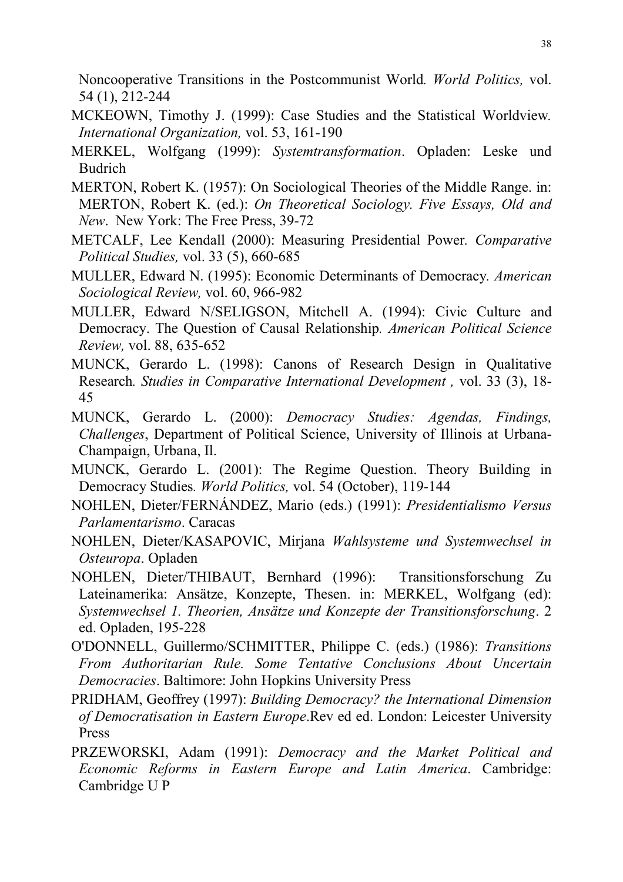Noncooperative Transitions in the Postcommunist World. *World Politics,* vol. 54 (1), 212-244

MCKEOWN, Timothy J. (1999): Case Studies and the Statistical Worldview. *International Organization,* vol. 53, 161-190

MERKEL, Wolfgang (1999): *Systemtransformation*. Opladen: Leske und Budrich

MERTON, Robert K. (1957): On Sociological Theories of the Middle Range. in: MERTON, Robert K. (ed.): *On Theoretical Sociology. Five Essays, Old and New*. New York: The Free Press, 39-72

METCALF, Lee Kendall (2000): Measuring Presidential Power. *Comparative Political Studies,* vol. 33 (5), 660-685

MULLER, Edward N. (1995): Economic Determinants of Democracy. *American Sociological Review,* vol. 60, 966-982

MULLER, Edward N/SELIGSON, Mitchell A. (1994): Civic Culture and Democracy. The Question of Causal Relationship. *American Political Science Review,* vol. 88, 635-652

MUNCK, Gerardo L. (1998): Canons of Research Design in Qualitative Research. *Studies in Comparative International Development ,* vol. 33 (3), 18-45

MUNCK, Gerardo L. (2000): *Democracy Studies: Agendas, Findings, Challenges*, Department of Political Science, University of Illinois at Urbana-Champaign, Urbana, Il.

MUNCK, Gerardo L. (2001): The Regime Question. Theory Building in Democracy Studies. *World Politics,* vol. 54 (October), 119-144

NOHLEN, Dieter/FERNÁNDEZ, Mario (eds.) (1991): *Presidentialismo Versus Parlamentarismo*. Caracas

NOHLEN, Dieter/KASAPOVIC, Mirjana *Wahlsysteme und Systemwechsel in Osteuropa*. Opladen

NOHLEN, Dieter/THIBAUT, Bernhard (1996): Transitionsforschung Zu Lateinamerika: Ansätze, Konzepte, Thesen. in: MERKEL, Wolfgang (ed): *Systemwechsel 1. Theorien, Ansätze und Konzepte der Transitionsforschung*. 2 ed. Opladen, 195-228

O'DONNELL, Guillermo/SCHMITTER, Philippe C. (eds.) (1986): *Transitions From Authoritarian Rule. Some Tentative Conclusions About Uncertain Democracies*. Baltimore: John Hopkins University Press

PRIDHAM, Geoffrey (1997): *Building Democracy? the International Dimension of Democratisation in Eastern Europe*.Rev ed ed. London: Leicester University Press

PRZEWORSKI, Adam (1991): *Democracy and the Market Political and Economic Reforms in Eastern Europe and Latin America*. Cambridge: Cambridge U P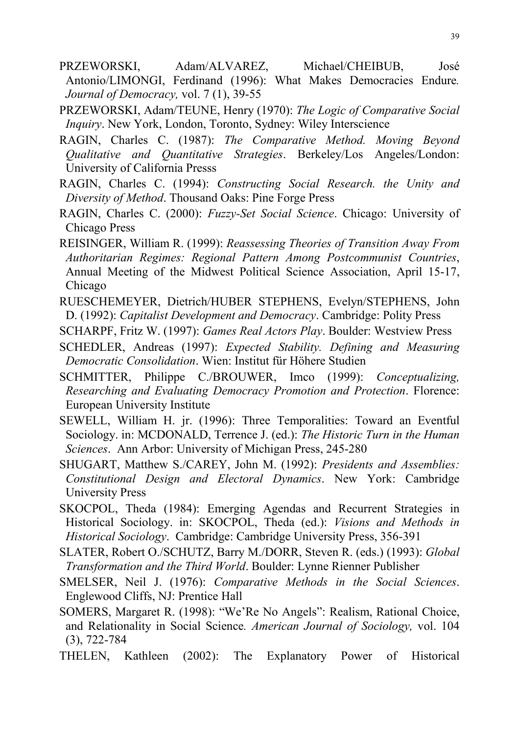PRZEWORSKI, Adam/ALVAREZ, Michael/CHEIBUB, José Antonio/LIMONGI, Ferdinand (1996): What Makes Democracies Endure*.* *Journal of Democracy,* vol. 7 (1), 39-55

PRZEWORSKI, Adam/TEUNE, Henry (1970): *The Logic of Comparative Social Inquiry*. New York, London, Toronto, Sydney: Wiley Interscience

RAGIN, Charles C. (1987): *The Comparative Method. Moving Beyond Qualitative and Quantitative Strategies*. Berkeley/Los Angeles/London: University of California Presss

RAGIN, Charles C. (1994): *Constructing Social Research. the Unity and Diversity of Method*. Thousand Oaks: Pine Forge Press

RAGIN, Charles C. (2000): *Fuzzy-Set Social Science*. Chicago: University of Chicago Press

REISINGER, William R. (1999): *Reassessing Theories of Transition Away From Authoritarian Regimes: Regional Pattern Among Postcommunist Countries*, Annual Meeting of the Midwest Political Science Association, April 15-17, Chicago

RUESCHEMEYER, Dietrich/HUBER STEPHENS, Evelyn/STEPHENS, John D. (1992): *Capitalist Development and Democracy*. Cambridge: Polity Press

SCHARPF, Fritz W. (1997): *Games Real Actors Play*. Boulder: Westview Press

SCHEDLER, Andreas (1997): *Expected Stability. Defining and Measuring Democratic Consolidation*. Wien: Institut für Höhere Studien

SCHMITTER, Philippe C./BROUWER, Imco (1999): *Conceptualizing, Researching and Evaluating Democracy Promotion and Protection*. Florence: European University Institute

SEWELL, William H. jr. (1996): Three Temporalities: Toward an Eventful Sociology. in: MCDONALD, Terrence J. (ed.): *The Historic Turn in the Human Sciences*. Ann Arbor: University of Michigan Press, 245-280

SHUGART, Matthew S./CAREY, John M. (1992): *Presidents and Assemblies: Constitutional Design and Electoral Dynamics*. New York: Cambridge University Press

SKOCPOL, Theda (1984): Emerging Agendas and Recurrent Strategies in Historical Sociology. in: SKOCPOL, Theda (ed.): *Visions and Methods in Historical Sociology*. Cambridge: Cambridge University Press, 356-391

SLATER, Robert O./SCHUTZ, Barry M./DORR, Steven R. (eds.) (1993): *Global Transformation and the Third World*. Boulder: Lynne Rienner Publisher

SMELSER, Neil J. (1976): *Comparative Methods in the Social Sciences*. Englewood Cliffs, NJ: Prentice Hall

SOMERS, Margaret R. (1998): "We'Re No Angels": Realism, Rational Choice, and Relationality in Social Science*.* *American Journal of Sociology,* vol. 104 (3), 722-784

THELEN, Kathleen (2002): The Explanatory Power of Historical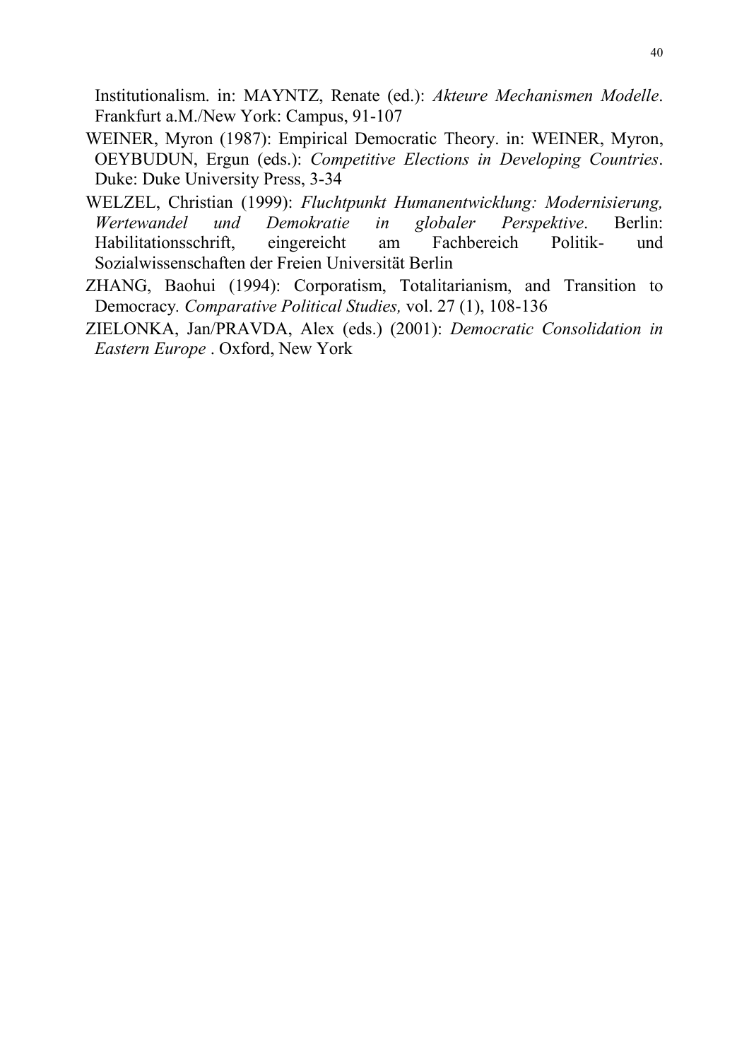Institutionalism. in: MAYNTZ, Renate (ed.): *Akteure Mechanismen Modelle*. Frankfurt a.M./New York: Campus, 91-107

WEINER, Myron (1987): Empirical Democratic Theory. in: WEINER, Myron, OEYBUDUN, Ergun (eds.): *Competitive Elections in Developing Countries*. Duke: Duke University Press, 3-34

WELZEL, Christian (1999): *Fluchtpunkt Humanentwicklung: Modernisierung, Wertewandel und Demokratie in globaler Perspektive*. Berlin: Habilitationsschrift, eingereicht am Fachbereich Politik- und Sozialwissenschaften der Freien Universität Berlin

ZHANG, Baohui (1994): Corporatism, Totalitarianism, and Transition to Democracy. *Comparative Political Studies,* vol. 27 (1), 108-136

ZIELONKA, Jan/PRAVDA, Alex (eds.) (2001): *Democratic Consolidation in Eastern Europe* . Oxford, New York